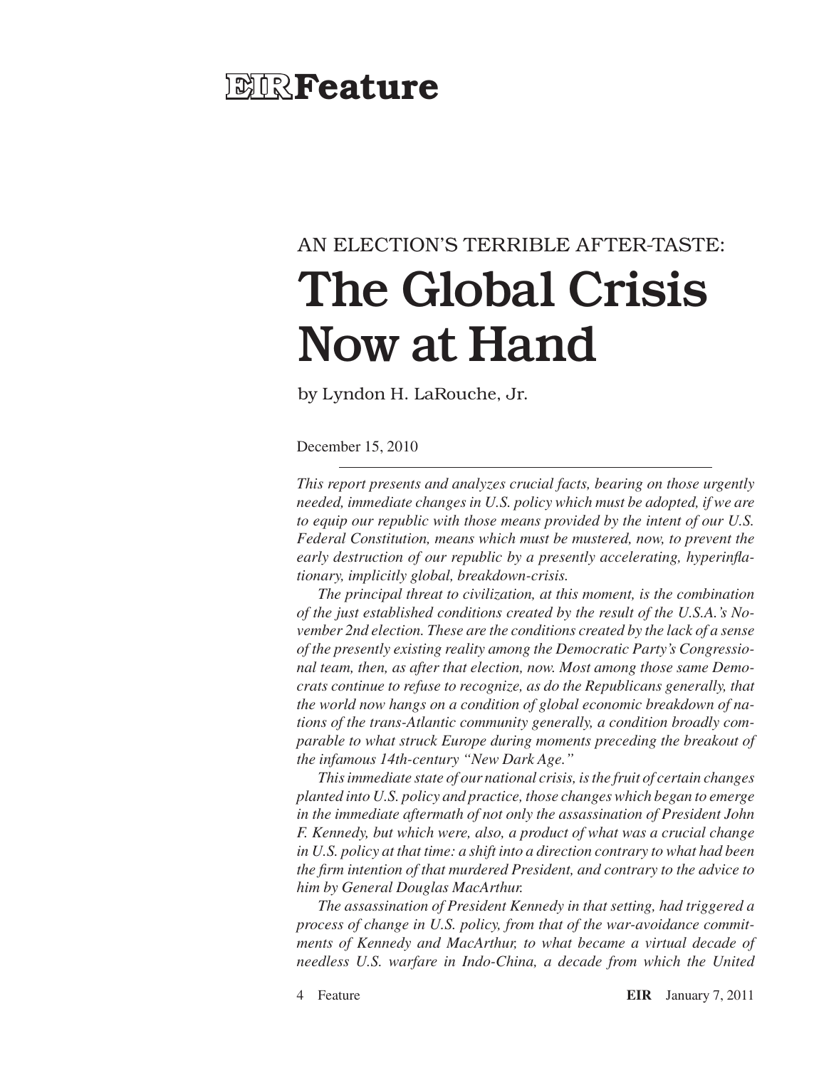# EIR Feature

AN ELECTION'S TERRIBLE AFTER-TASTE:

# The Global Crisis Now at Hand

by Lyndon H. LaRouche, Jr.

December 15, 2010

---

*This report presents and analyzes crucial facts, bearing on those urgently needed, immediate changes in U.S. policy which must be adopted, if we are to equip our republic with those means provided by the intent of our U.S. Federal Constitution, means which must be mustered, now, to prevent the early destruction of our republic by a presently accelerating, hyperinflationary, implicitly global, breakdown-crisis.*

*The principal threat to civilization, at this moment, is the combination of the just established conditions created by the result of the U.S.A.'s November 2nd election. These are the conditions created by the lack of a sense of the presently existing reality among the Democratic Party's Congressional team, then, as after that election, now. Most among those same Democrats continue to refuse to recognize, as do the Republicans generally, that the world now hangs on a condition of global economic breakdown of nations of the trans-Atlantic community generally, a condition broadly comparable to what struck Europe during moments preceding the breakout of the infamous 14th-century "New Dark Age."*

*This immediate state of our national crisis, is the fruit of certain changes planted into U.S. policy and practice, those changes which began to emerge in the immediate aftermath of not only the assassination of President John F. Kennedy, but which were, also, a product of what was a crucial change in U.S. policy at that time: a shift into a direction contrary to what had been the firm intention of that murdered President, and contrary to the advice to him by General Douglas MacArthur.*

*The assassination of President Kennedy in that setting, had triggered a process of change in U.S. policy, from that of the war-avoidance commitments of Kennedy and MacArthur, to what became a virtual decade of needless U.S. warfare in Indo-China, a decade from which the United*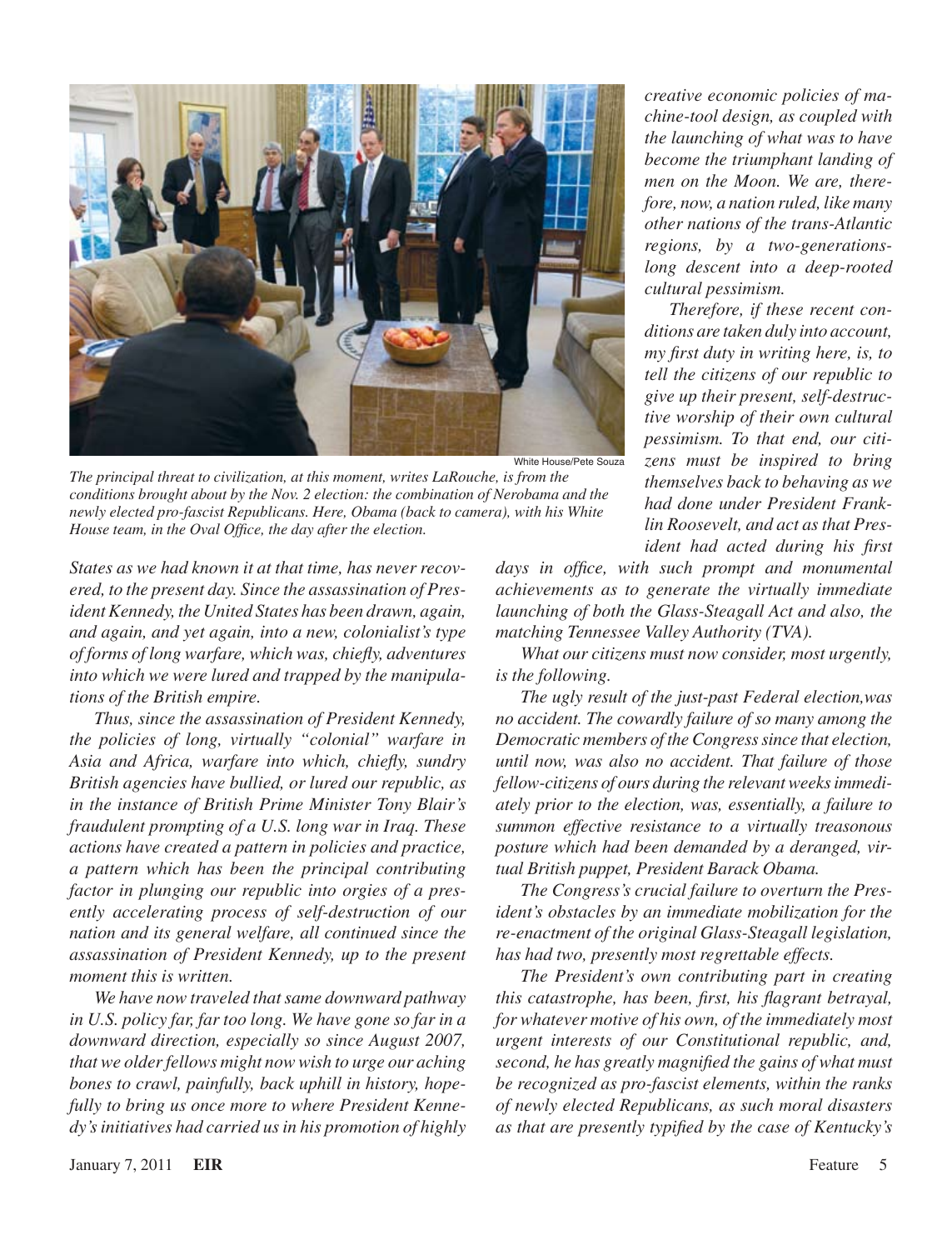White House/Pete Souza

The principal threat to civilization, at this moment, writes LaRouche, is from the conditions brought about by the Nov. 2 election: the combination of Nerobama and the newly elected pro-fascist Republicans. Here, Obama (back to camera), with his White House team, in the Oval Office, the day after the election.

*States as we had known it at that time, has never recovered, to the present day. Since the assassination of President Kennedy, the United States has been drawn, again, and again, and yet again, into a new, colonialist's type of forms of long warfare, which was, chiefly, adventures into which we were lured and trapped by the manipulations of the British empire.*

*Thus, since the assassination of President Kennedy, the policies of long, virtually "colonial" warfare in Asia and Africa, warfare into which, chiefly, sundry British agencies have bullied, or lured our republic, as in the instance of British Prime Minister Tony Blair's fraudulent prompting of a U.S. long war in Iraq. These actions have created a pattern in policies and practice, a pattern which has been the principal contributing factor in plunging our republic into orgies of a presently accelerating process of self-destruction of our nation and its general welfare, all continued since the assassination of President Kennedy, up to the present moment this is written.*

*We have now traveled that same downward pathway in U.S. policy far, far too long. We have gone so far in a downward direction, especially so since August 2007, that we older fellows might now wish to urge our aching bones to crawl, painfully, back uphill in history, hopefully to bring us once more to where President Kennedy's initiatives had carried us in his promotion of highly creative economic policies of machine-tool design, as coupled with the launching of what was to have become the triumphant landing of men on the Moon. We are, therefore, now, a nation ruled, like many other nations of the trans-Atlantic regions, by a two-generations-long descent into a deep-rooted cultural pessimism.*

*Therefore, if these recent conditions are taken duly into account, my first duty in writing here, is, to tell the citizens of our republic to give up their present, self-destructive worship of their own cultural pessimism. To that end, our citizens must be inspired to bring themselves back to behaving as we had done under President Franklin Roosevelt, and act as that President had acted during his first days in office, with such prompt and monumental achievements as to generate the virtually immediate launching of both the Glass-Steagall Act and also, the matching Tennessee Valley Authority (TVA).*

*What our citizens must now consider, most urgently, is the following.*

*The ugly result of the just-past Federal election,was no accident. The cowardly failure of so many among the Democratic members of the Congress since that election, until now, was also no accident. That failure of those fellow-citizens of ours during the relevant weeks immediately prior to the election, was, essentially, a failure to summon effective resistance to a virtually treasonous posture which had been demanded by a deranged, virtual British puppet, President Barack Obama.*

*The Congress's crucial failure to overturn the President's obstacles by an immediate mobilization for the re-enactment of the original Glass-Steagall legislation, has had two, presently most regrettable effects.*

*The President's own contributing part in creating this catastrophe, has been, first, his flagrant betrayal, for whatever motive of his own, of the immediately most urgent interests of our Constitutional republic, and, second, he has greatly magnified the gains of what must be recognized as pro-fascist elements, within the ranks of newly elected Republicans, as such moral disasters as that are presently typified by the case of Kentucky's*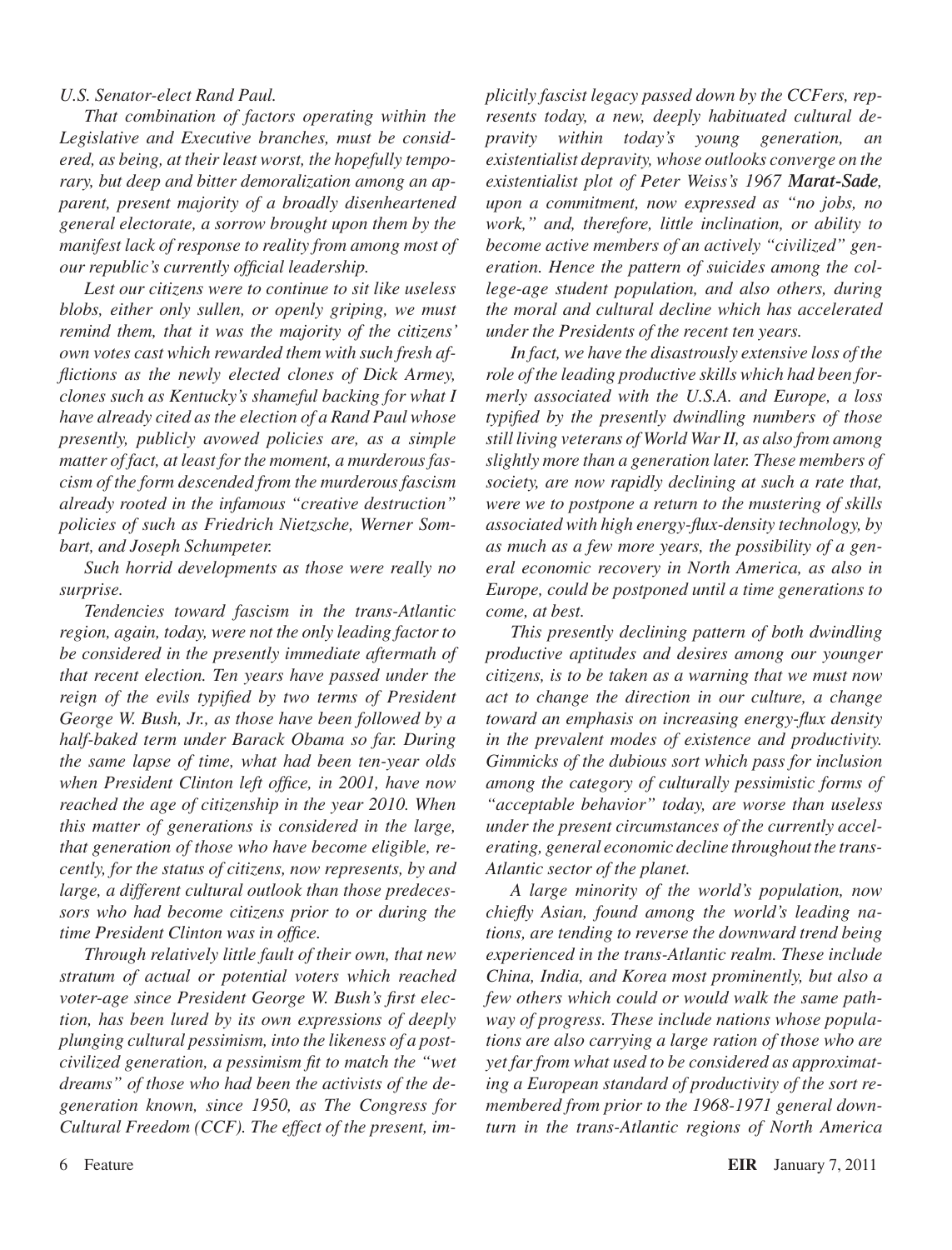*U.S. Senator-elect Rand Paul.*

*That combination of factors operating within the Legislative and Executive branches, must be considered, as being, at their least worst, the hopefully temporary, but deep and bitter demoralization among an apparent, present majority of a broadly disenheartened general electorate, a sorrow brought upon them by the manifest lack of response to reality from among most of our republic's currently official leadership.*

*Lest our citizens were to continue to sit like useless blobs, either only sullen, or openly griping, we must remind them, that it was the majority of the citizens' own votes cast which rewarded them with such fresh afflictions as the newly elected clones of Dick Armey, clones such as Kentucky's shameful backing for what I have already cited as the election of a Rand Paul whose presently, publicly avowed policies are, as a simple matter of fact, at least for the moment, a murderous fascism of the form descended from the murderous fascism already rooted in the infamous "creative destruction" policies of such as Friedrich Nietzsche, Werner Sombart, and Joseph Schumpeter.*

*Such horrid developments as those were really no surprise.*

*Tendencies toward fascism in the trans-Atlantic region, again, today, were not the only leading factor to be considered in the presently immediate aftermath of that recent election. Ten years have passed under the reign of the evils typified by two terms of President George W. Bush, Jr., as those have been followed by a half-baked term under Barack Obama so far. During the same lapse of time, what had been ten-year olds when President Clinton left office, in 2001, have now reached the age of citizenship in the year 2010. When this matter of generations is considered in the large, that generation of those who have become eligible, recently, for the status of citizens, now represents, by and large, a different cultural outlook than those predecessors who had become citizens prior to or during the time President Clinton was in office.*

*Through relatively little fault of their own, that new stratum of actual or potential voters which reached voter-age since President George W. Bush's first election, has been lured by its own expressions of deeply plunging cultural pessimism, into the likeness of a post-civilized generation, a pessimism fit to match the "wet dreams" of those who had been the activists of the degeneration known, since 1950, as The Congress for Cultural Freedom (CCF). The effect of the present, implicitly fascist legacy passed down by the CCFers, represents today, a new, deeply habituated cultural depravity within today's young generation, an existentialist depravity, whose outlooks converge on the existentialist plot of Peter Weiss's 1967* ***Marat-Sade****, upon a commitment, now expressed as "no jobs, no work," and, therefore, little inclination, or ability to become active members of an actively "civilized" generation. Hence the pattern of suicides among the college-age student population, and also others, during the moral and cultural decline which has accelerated under the Presidents of the recent ten years.*

*In fact, we have the disastrously extensive loss of the role of the leading productive skills which had been formerly associated with the U.S.A. and Europe, a loss typified by the presently dwindling numbers of those still living veterans of World War II, as also from among slightly more than a generation later. These members of society, are now rapidly declining at such a rate that, were we to postpone a return to the mustering of skills associated with high energy-flux-density technology, by as much as a few more years, the possibility of a general economic recovery in North America, as also in Europe, could be postponed until a time generations to come, at best.*

*This presently declining pattern of both dwindling productive aptitudes and desires among our younger citizens, is to be taken as a warning that we must now act to change the direction in our culture, a change toward an emphasis on increasing energy-flux density in the prevalent modes of existence and productivity. Gimmicks of the dubious sort which pass for inclusion among the category of culturally pessimistic forms of "acceptable behavior" today, are worse than useless under the present circumstances of the currently accelerating, general economic decline throughout the trans-Atlantic sector of the planet.*

*A large minority of the world's population, now chiefly Asian, found among the world's leading nations, are tending to reverse the downward trend being experienced in the trans-Atlantic realm. These include China, India, and Korea most prominently, but also a few others which could or would walk the same pathway of progress. These include nations whose populations are also carrying a large ration of those who are yet far from what used to be considered as approximating a European standard of productivity of the sort remembered from prior to the 1968-1971 general downturn in the trans-Atlantic regions of North America*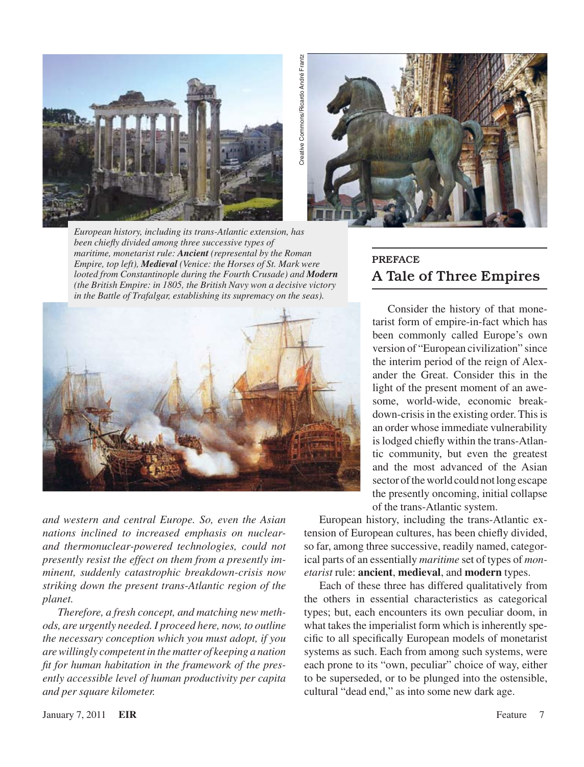European history, including its trans-Atlantic extension, has been chiefly divided among three successive types of maritime, monetarist rule: ***Ancient*** (represental by the Roman Empire, top left), ***Medieval*** (Venice: the Horses of St. Mark were looted from Constantinople during the Fourth Crusade) and ***Modern*** (the British Empire: in 1805, the British Navy won a decisive victory in the Battle of Trafalgar, establishing its supremacy on the seas).

*and western and central Europe. So, even the Asian nations inclined to increased emphasis on nuclear- and thermonuclear-powered technologies, could not presently resist the effect on them from a presently imminent, suddenly catastrophic breakdown-crisis now striking down the present trans-Atlantic region of the planet.*

*Therefore, a fresh concept, and matching new methods, are urgently needed. I proceed here, now, to outline the necessary conception which you must adopt, if you are willingly competent in the matter of keeping a nation fit for human habitation in the framework of the presently accessible level of human productivity per capita and per square kilometer.*

## PREFACE
# A Tale of Three Empires

Consider the history of that monetarist form of empire-in-fact which has been commonly called Europe's own version of "European civilization" since the interim period of the reign of Alexander the Great. Consider this in the light of the present moment of an awesome, world-wide, economic breakdown-crisis in the existing order. This is an order whose immediate vulnerability is lodged chiefly within the trans-Atlantic community, but even the greatest and the most advanced of the Asian sector of the world could not long escape the presently oncoming, initial collapse of the trans-Atlantic system.

European history, including the trans-Atlantic extension of European cultures, has been chiefly divided, so far, among three successive, readily named, categorical parts of an essentially *maritime* set of types of *monetarist* rule: **ancient**, **medieval**, and **modern** types.

Each of these three has differed qualitatively from the others in essential characteristics as categorical types; but, each encounters its own peculiar doom, in what takes the imperialist form which is inherently specific to all specifically European models of monetarist systems as such. Each from among such systems, were each prone to its "own, peculiar" choice of way, either to be superseded, or to be plunged into the ostensible, cultural "dead end," as into some new dark age.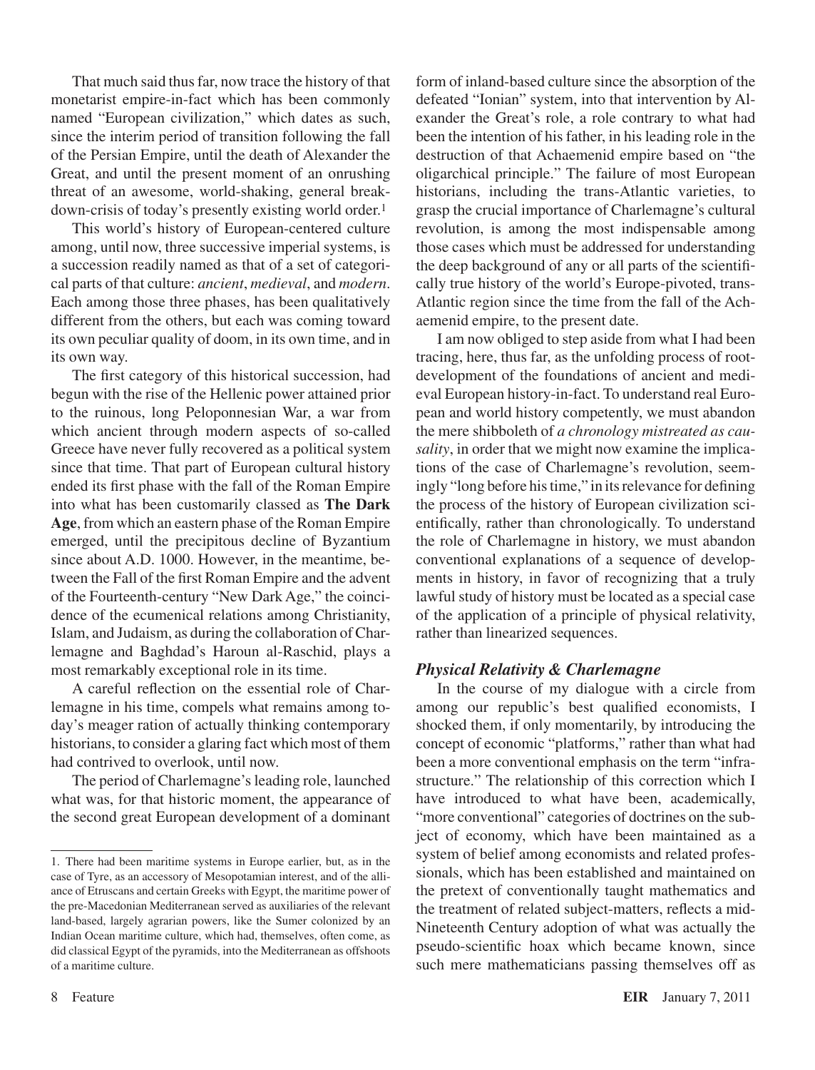That much said thus far, now trace the history of that monetarist empire-in-fact which has been commonly named "European civilization," which dates as such, since the interim period of transition following the fall of the Persian Empire, until the death of Alexander the Great, and until the present moment of an onrushing threat of an awesome, world-shaking, general breakdown-crisis of today's presently existing world order.[1]

This world's history of European-centered culture among, until now, three successive imperial systems, is a succession readily named as that of a set of categorical parts of that culture: *ancient*, *medieval*, and *modern*. Each among those three phases, has been qualitatively different from the others, but each was coming toward its own peculiar quality of doom, in its own time, and in its own way.

The first category of this historical succession, had begun with the rise of the Hellenic power attained prior to the ruinous, long Peloponnesian War, a war from which ancient through modern aspects of so-called Greece have never fully recovered as a political system since that time. That part of European cultural history ended its first phase with the fall of the Roman Empire into what has been customarily classed as **The Dark Age**, from which an eastern phase of the Roman Empire emerged, until the precipitous decline of Byzantium since about A.D. 1000. However, in the meantime, between the Fall of the first Roman Empire and the advent of the Fourteenth-century "New Dark Age," the coincidence of the ecumenical relations among Christianity, Islam, and Judaism, as during the collaboration of Charlemagne and Baghdad's Haroun al-Raschid, plays a most remarkably exceptional role in its time.

A careful reflection on the essential role of Charlemagne in his time, compels what remains among today's meager ration of actually thinking contemporary historians, to consider a glaring fact which most of them had contrived to overlook, until now.

The period of Charlemagne's leading role, launched what was, for that historic moment, the appearance of the second great European development of a dominant form of inland-based culture since the absorption of the defeated "Ionian" system, into that intervention by Alexander the Great's role, a role contrary to what had been the intention of his father, in his leading role in the destruction of that Achaemenid empire based on "the oligarchical principle." The failure of most European historians, including the trans-Atlantic varieties, to grasp the crucial importance of Charlemagne's cultural revolution, is among the most indispensable among those cases which must be addressed for understanding the deep background of any or all parts of the scientifically true history of the world's Europe-pivoted, trans-Atlantic region since the time from the fall of the Achaemenid empire, to the present date.

I am now obliged to step aside from what I had been tracing, here, thus far, as the unfolding process of root-development of the foundations of ancient and medieval European history-in-fact. To understand real European and world history competently, we must abandon the mere shibboleth of *a chronology mistreated as causality*, in order that we might now examine the implications of the case of Charlemagne's revolution, seemingly "long before his time," in its relevance for defining the process of the history of European civilization scientifically, rather than chronologically. To understand the role of Charlemagne in history, we must abandon conventional explanations of a sequence of developments in history, in favor of recognizing that a truly lawful study of history must be located as a special case of the application of a principle of physical relativity, rather than linearized sequences.

### *Physical Relativity & Charlemagne*

In the course of my dialogue with a circle from among our republic's best qualified economists, I shocked them, if only momentarily, by introducing the concept of economic "platforms," rather than what had been a more conventional emphasis on the term "infrastructure." The relationship of this correction which I have introduced to what have been, academically, "more conventional" categories of doctrines on the subject of economy, which have been maintained as a system of belief among economists and related professionals, which has been established and maintained on the pretext of conventionally taught mathematics and the treatment of related subject-matters, reflects a mid-Nineteenth Century adoption of what was actually the pseudo-scientific hoax which became known, since such mere mathematicians passing themselves off as

---

1. There had been maritime systems in Europe earlier, but, as in the case of Tyre, as an accessory of Mesopotamian interest, and of the alliance of Etruscans and certain Greeks with Egypt, the maritime power of the pre-Macedonian Mediterranean served as auxiliaries of the relevant land-based, largely agrarian powers, like the Sumer colonized by an Indian Ocean maritime culture, which had, themselves, often come, as did classical Egypt of the pyramids, into the Mediterranean as offshoots of a maritime culture.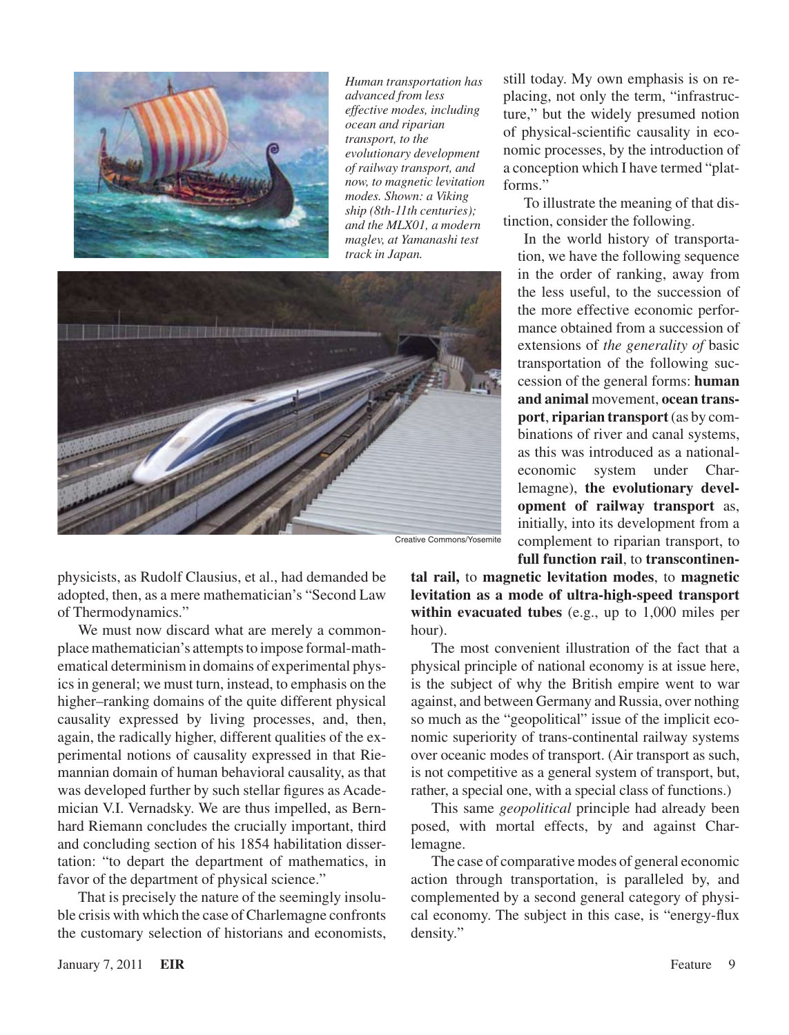*Human transportation has advanced from less effective modes, including ocean and riparian transport, to the evolutionary development of railway transport, and now, to magnetic levitation modes. Shown: a Viking ship (8th-11th centuries); and the MLX01, a modern maglev, at Yamanashi test track in Japan.*

Creative Commons/Yosemite

physicists, as Rudolf Clausius, et al., had demanded be adopted, then, as a mere mathematician's "Second Law of Thermodynamics."

We must now discard what are merely a commonplace mathematician's attempts to impose formal-mathematical determinism in domains of experimental physics in general; we must turn, instead, to emphasis on the higher–ranking domains of the quite different physical causality expressed by living processes, and, then, again, the radically higher, different qualities of the experimental notions of causality expressed in that Riemannian domain of human behavioral causality, as that was developed further by such stellar figures as Academician V.I. Vernadsky. We are thus impelled, as Bernhard Riemann concludes the crucially important, third and concluding section of his 1854 habilitation dissertation: "to depart the department of mathematics, in favor of the department of physical science."

That is precisely the nature of the seemingly insoluble crisis with which the case of Charlemagne confronts the customary selection of historians and economists, still today. My own emphasis is on replacing, not only the term, "infrastructure," but the widely presumed notion of physical-scientific causality in economic processes, by the introduction of a conception which I have termed "platforms."

To illustrate the meaning of that distinction, consider the following.

In the world history of transportation, we have the following sequence in the order of ranking, away from the less useful, to the succession of the more effective economic performance obtained from a succession of extensions of *the generality of* basic transportation of the following succession of the general forms: **human and animal** movement, **ocean transport**, **riparian transport** (as by combinations of river and canal systems, as this was introduced as a national-economic system under Charlemagne), **the evolutionary development of railway transport** as, initially, into its development from a complement to riparian transport, to **full function rail**, to **transcontinental rail,** to **magnetic levitation modes**, to **magnetic levitation as a mode of ultra-high-speed transport within evacuated tubes** (e.g., up to 1,000 miles per hour).

The most convenient illustration of the fact that a physical principle of national economy is at issue here, is the subject of why the British empire went to war against, and between Germany and Russia, over nothing so much as the "geopolitical" issue of the implicit economic superiority of trans-continental railway systems over oceanic modes of transport. (Air transport as such, is not competitive as a general system of transport, but, rather, a special one, with a special class of functions.)

This same *geopolitical* principle had already been posed, with mortal effects, by and against Charlemagne.

The case of comparative modes of general economic action through transportation, is paralleled by, and complemented by a second general category of physical economy. The subject in this case, is "energy-flux density."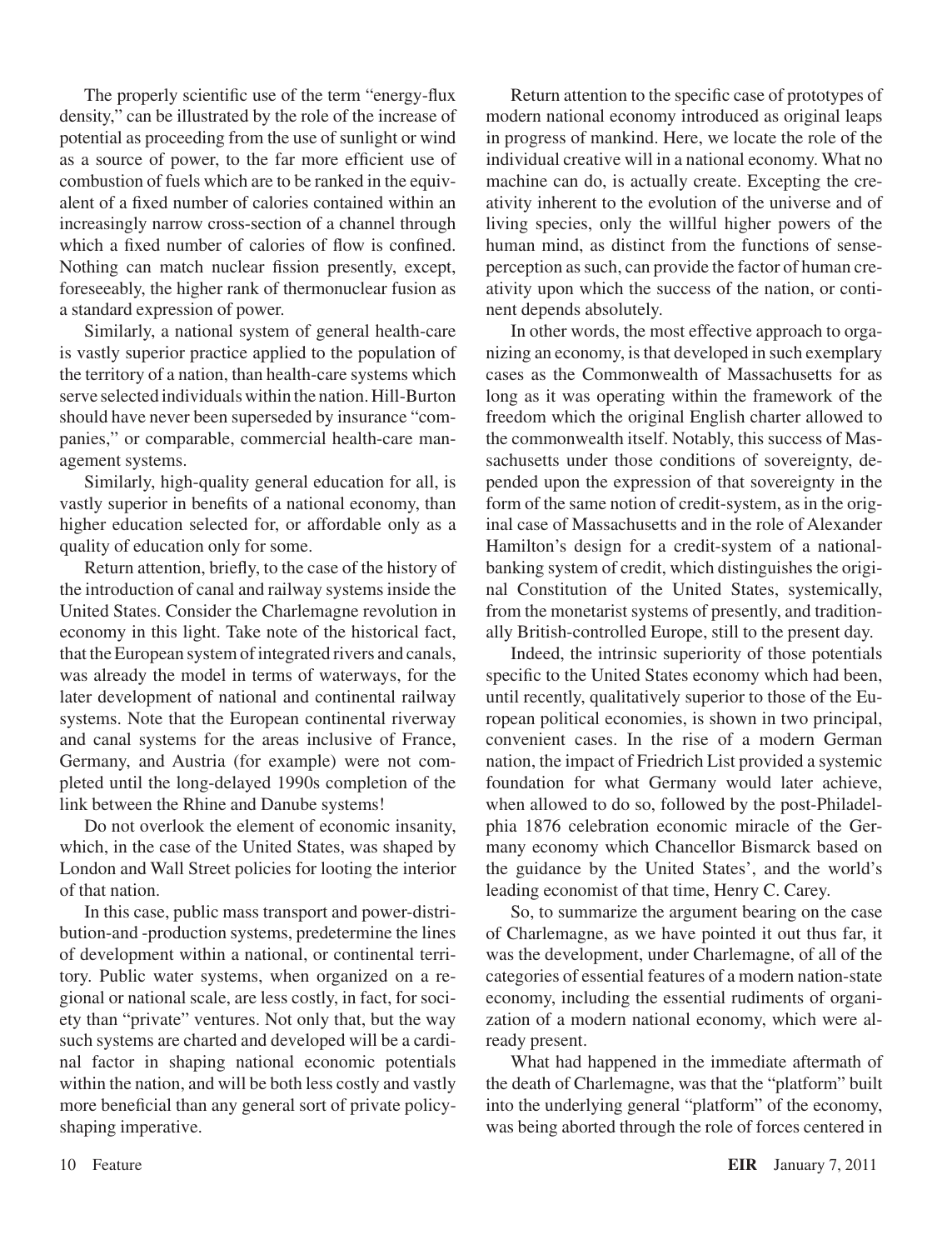The properly scientific use of the term "energy-flux density," can be illustrated by the role of the increase of potential as proceeding from the use of sunlight or wind as a source of power, to the far more efficient use of combustion of fuels which are to be ranked in the equivalent of a fixed number of calories contained within an increasingly narrow cross-section of a channel through which a fixed number of calories of flow is confined. Nothing can match nuclear fission presently, except, foreseeably, the higher rank of thermonuclear fusion as a standard expression of power.

Similarly, a national system of general health-care is vastly superior practice applied to the population of the territory of a nation, than health-care systems which serve selected individuals within the nation. Hill-Burton should have never been superseded by insurance "companies," or comparable, commercial health-care management systems.

Similarly, high-quality general education for all, is vastly superior in benefits of a national economy, than higher education selected for, or affordable only as a quality of education only for some.

Return attention, briefly, to the case of the history of the introduction of canal and railway systems inside the United States. Consider the Charlemagne revolution in economy in this light. Take note of the historical fact, that the European system of integrated rivers and canals, was already the model in terms of waterways, for the later development of national and continental railway systems. Note that the European continental riverway and canal systems for the areas inclusive of France, Germany, and Austria (for example) were not completed until the long-delayed 1990s completion of the link between the Rhine and Danube systems!

Do not overlook the element of economic insanity, which, in the case of the United States, was shaped by London and Wall Street policies for looting the interior of that nation.

In this case, public mass transport and power-distribution-and -production systems, predetermine the lines of development within a national, or continental territory. Public water systems, when organized on a regional or national scale, are less costly, in fact, for society than "private" ventures. Not only that, but the way such systems are charted and developed will be a cardinal factor in shaping national economic potentials within the nation, and will be both less costly and vastly more beneficial than any general sort of private policy-shaping imperative.

Return attention to the specific case of prototypes of modern national economy introduced as original leaps in progress of mankind. Here, we locate the role of the individual creative will in a national economy. What no machine can do, is actually create. Excepting the creativity inherent to the evolution of the universe and of living species, only the willful higher powers of the human mind, as distinct from the functions of sense-perception as such, can provide the factor of human creativity upon which the success of the nation, or continent depends absolutely.

In other words, the most effective approach to organizing an economy, is that developed in such exemplary cases as the Commonwealth of Massachusetts for as long as it was operating within the framework of the freedom which the original English charter allowed to the commonwealth itself. Notably, this success of Massachusetts under those conditions of sovereignty, depended upon the expression of that sovereignty in the form of the same notion of credit-system, as in the original case of Massachusetts and in the role of Alexander Hamilton's design for a credit-system of a national-banking system of credit, which distinguishes the original Constitution of the United States, systemically, from the monetarist systems of presently, and traditionally British-controlled Europe, still to the present day.

Indeed, the intrinsic superiority of those potentials specific to the United States economy which had been, until recently, qualitatively superior to those of the European political economies, is shown in two principal, convenient cases. In the rise of a modern German nation, the impact of Friedrich List provided a systemic foundation for what Germany would later achieve, when allowed to do so, followed by the post-Philadelphia 1876 celebration economic miracle of the Germany economy which Chancellor Bismarck based on the guidance by the United States', and the world's leading economist of that time, Henry C. Carey.

So, to summarize the argument bearing on the case of Charlemagne, as we have pointed it out thus far, it was the development, under Charlemagne, of all of the categories of essential features of a modern nation-state economy, including the essential rudiments of organization of a modern national economy, which were already present.

What had happened in the immediate aftermath of the death of Charlemagne, was that the "platform" built into the underlying general "platform" of the economy, was being aborted through the role of forces centered in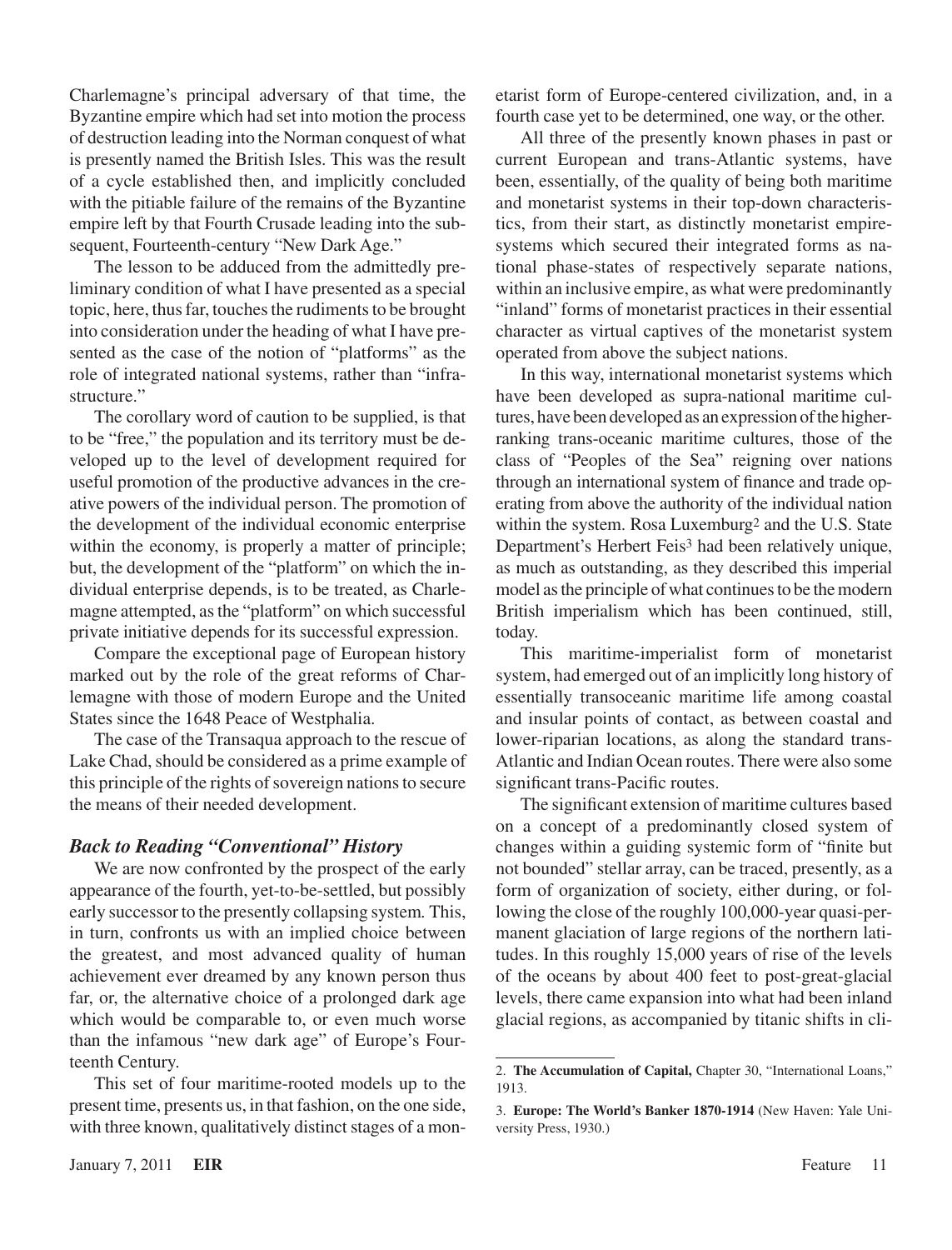Charlemagne's principal adversary of that time, the Byzantine empire which had set into motion the process of destruction leading into the Norman conquest of what is presently named the British Isles. This was the result of a cycle established then, and implicitly concluded with the pitiable failure of the remains of the Byzantine empire left by that Fourth Crusade leading into the subsequent, Fourteenth-century "New Dark Age."

The lesson to be adduced from the admittedly preliminary condition of what I have presented as a special topic, here, thus far, touches the rudiments to be brought into consideration under the heading of what I have presented as the case of the notion of "platforms" as the role of integrated national systems, rather than "infrastructure."

The corollary word of caution to be supplied, is that to be "free," the population and its territory must be developed up to the level of development required for useful promotion of the productive advances in the creative powers of the individual person. The promotion of the development of the individual economic enterprise within the economy, is properly a matter of principle; but, the development of the "platform" on which the individual enterprise depends, is to be treated, as Charlemagne attempted, as the "platform" on which successful private initiative depends for its successful expression.

Compare the exceptional page of European history marked out by the role of the great reforms of Charlemagne with those of modern Europe and the United States since the 1648 Peace of Westphalia.

The case of the Transaqua approach to the rescue of Lake Chad, should be considered as a prime example of this principle of the rights of sovereign nations to secure the means of their needed development.

### *Back to Reading "Conventional" History*

We are now confronted by the prospect of the early appearance of the fourth, yet-to-be-settled, but possibly early successor to the presently collapsing system. This, in turn, confronts us with an implied choice between the greatest, and most advanced quality of human achievement ever dreamed by any known person thus far, or, the alternative choice of a prolonged dark age which would be comparable to, or even much worse than the infamous "new dark age" of Europe's Fourteenth Century.

This set of four maritime-rooted models up to the present time, presents us, in that fashion, on the one side, with three known, qualitatively distinct stages of a monetarist form of Europe-centered civilization, and, in a fourth case yet to be determined, one way, or the other.

All three of the presently known phases in past or current European and trans-Atlantic systems, have been, essentially, of the quality of being both maritime and monetarist systems in their top-down characteristics, from their start, as distinctly monetarist empire-systems which secured their integrated forms as national phase-states of respectively separate nations, within an inclusive empire, as what were predominantly "inland" forms of monetarist practices in their essential character as virtual captives of the monetarist system operated from above the subject nations.

In this way, international monetarist systems which have been developed as supra-national maritime cultures, have been developed as an expression of the higher-ranking trans-oceanic maritime cultures, those of the class of "Peoples of the Sea" reigning over nations through an international system of finance and trade operating from above the authority of the individual nation within the system. Rosa Luxemburg[2] and the U.S. State Department's Herbert Feis[3] had been relatively unique, as much as outstanding, as they described this imperial model as the principle of what continues to be the modern British imperialism which has been continued, still, today.

This maritime-imperialist form of monetarist system, had emerged out of an implicitly long history of essentially transoceanic maritime life among coastal and insular points of contact, as between coastal and lower-riparian locations, as along the standard trans-Atlantic and Indian Ocean routes. There were also some significant trans-Pacific routes.

The significant extension of maritime cultures based on a concept of a predominantly closed system of changes within a guiding systemic form of "finite but not bounded" stellar array, can be traced, presently, as a form of organization of society, either during, or following the close of the roughly 100,000-year quasi-permanent glaciation of large regions of the northern latitudes. In this roughly 15,000 years of rise of the levels of the oceans by about 400 feet to post-great-glacial levels, there came expansion into what had been inland glacial regions, as accompanied by titanic shifts in cli-

---

2. **The Accumulation of Capital,** Chapter 30, "International Loans," 1913.

3. **Europe: The World's Banker 1870-1914** (New Haven: Yale University Press, 1930.)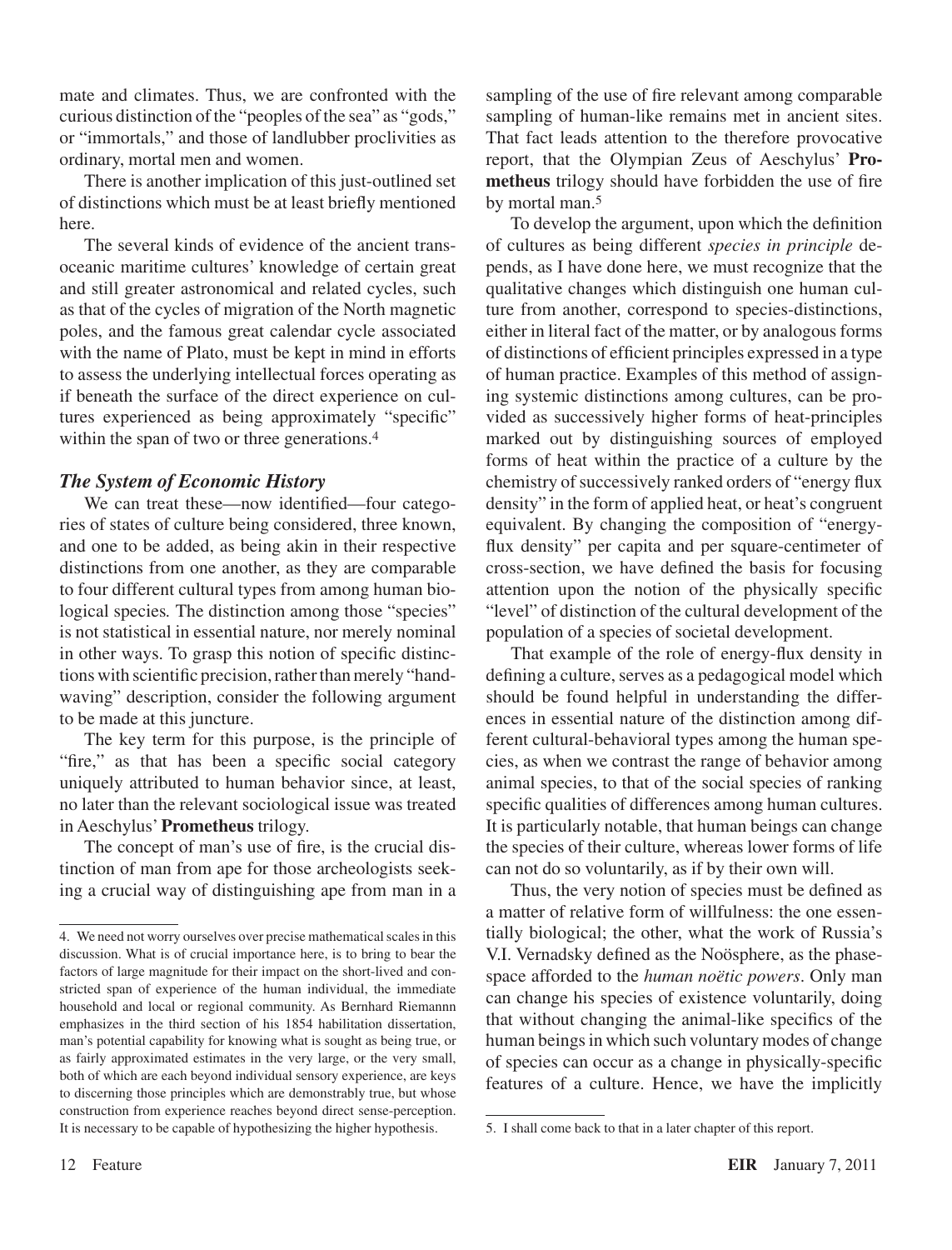mate and climates. Thus, we are confronted with the curious distinction of the "peoples of the sea" as "gods," or "immortals," and those of landlubber proclivities as ordinary, mortal men and women.

There is another implication of this just-outlined set of distinctions which must be at least briefly mentioned here.

The several kinds of evidence of the ancient transoceanic maritime cultures' knowledge of certain great and still greater astronomical and related cycles, such as that of the cycles of migration of the North magnetic poles, and the famous great calendar cycle associated with the name of Plato, must be kept in mind in efforts to assess the underlying intellectual forces operating as if beneath the surface of the direct experience on cultures experienced as being approximately "specific" within the span of two or three generations.[4]

### *The System of Economic History*

We can treat these—now identified—four categories of states of culture being considered, three known, and one to be added, as being akin in their respective distinctions from one another, as they are comparable to four different cultural types from among human biological species. The distinction among those "species" is not statistical in essential nature, nor merely nominal in other ways. To grasp this notion of specific distinctions with scientific precision, rather than merely "handwaving" description, consider the following argument to be made at this juncture.

The key term for this purpose, is the principle of "fire," as that has been a specific social category uniquely attributed to human behavior since, at least, no later than the relevant sociological issue was treated in Aeschylus' **Prometheus** trilogy.

The concept of man's use of fire, is the crucial distinction of man from ape for those archeologists seeking a crucial way of distinguishing ape from man in a sampling of the use of fire relevant among comparable sampling of human-like remains met in ancient sites. That fact leads attention to the therefore provocative report, that the Olympian Zeus of Aeschylus' **Prometheus** trilogy should have forbidden the use of fire by mortal man.[5]

To develop the argument, upon which the definition of cultures as being different *species in principle* depends, as I have done here, we must recognize that the qualitative changes which distinguish one human culture from another, correspond to species-distinctions, either in literal fact of the matter, or by analogous forms of distinctions of efficient principles expressed in a type of human practice. Examples of this method of assigning systemic distinctions among cultures, can be provided as successively higher forms of heat-principles marked out by distinguishing sources of employed forms of heat within the practice of a culture by the chemistry of successively ranked orders of "energy flux density" in the form of applied heat, or heat's congruent equivalent. By changing the composition of "energy-flux density" per capita and per square-centimeter of cross-section, we have defined the basis for focusing attention upon the notion of the physically specific "level" of distinction of the cultural development of the population of a species of societal development.

That example of the role of energy-flux density in defining a culture, serves as a pedagogical model which should be found helpful in understanding the differences in essential nature of the distinction among different cultural-behavioral types among the human species, as when we contrast the range of behavior among animal species, to that of the social species of ranking specific qualities of differences among human cultures. It is particularly notable, that human beings can change the species of their culture, whereas lower forms of life can not do so voluntarily, as if by their own will.

Thus, the very notion of species must be defined as a matter of relative form of willfulness: the one essentially biological; the other, what the work of Russia's V.I. Vernadsky defined as the Noösphere, as the phase-space afforded to the *human noëtic powers*. Only man can change his species of existence voluntarily, doing that without changing the animal-like specifics of the human beings in which such voluntary modes of change of species can occur as a change in physically-specific features of a culture. Hence, we have the implicitly

---

4. We need not worry ourselves over precise mathematical scales in this discussion. What is of crucial importance here, is to bring to bear the factors of large magnitude for their impact on the short-lived and constricted span of experience of the human individual, the immediate household and local or regional community. As Bernhard Riemannn emphasizes in the third section of his 1854 habilitation dissertation, man's potential capability for knowing what is sought as being true, or as fairly approximated estimates in the very large, or the very small, both of which are each beyond individual sensory experience, are keys to discerning those principles which are demonstrably true, but whose construction from experience reaches beyond direct sense-perception. It is necessary to be capable of hypothesizing the higher hypothesis.

5. I shall come back to that in a later chapter of this report.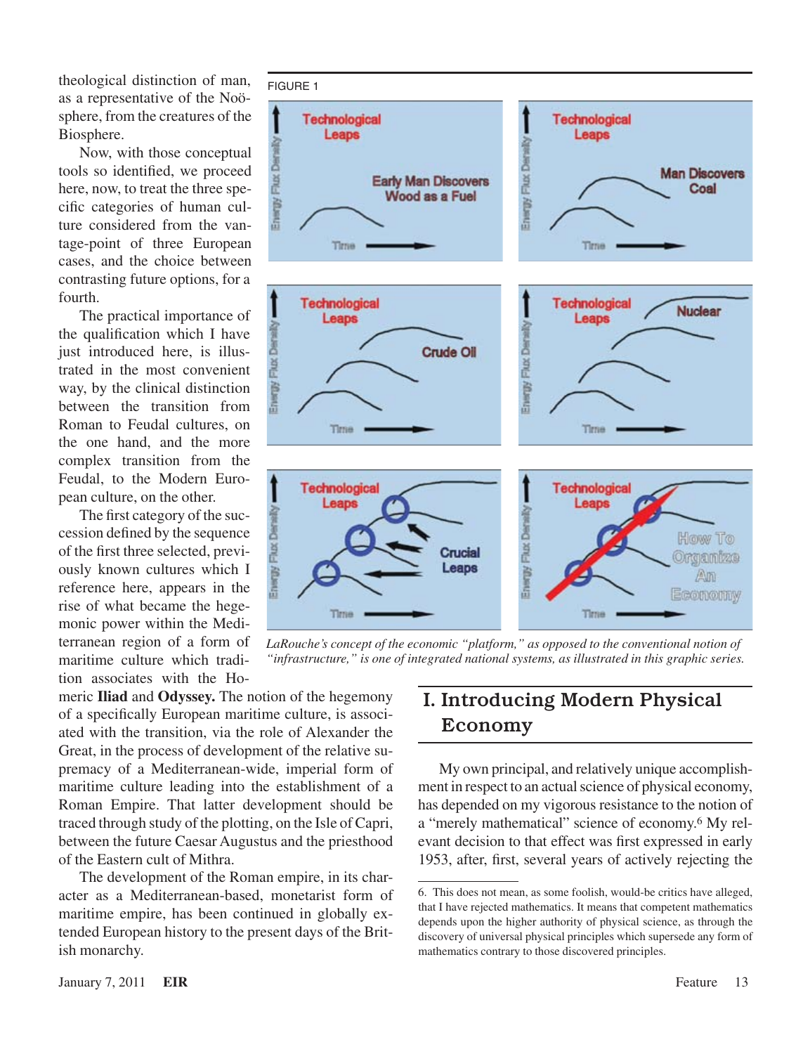theological distinction of man, as a representative of the Noösphere, from the creatures of the Biosphere.

Now, with those conceptual tools so identified, we proceed here, now, to treat the three specific categories of human culture considered from the vantage-point of three European cases, and the choice between contrasting future options, for a fourth.

The practical importance of the qualification which I have just introduced here, is illustrated in the most convenient way, by the clinical distinction between the transition from Roman to Feudal cultures, on the one hand, and the more complex transition from the Feudal, to the Modern European culture, on the other.

The first category of the succession defined by the sequence of the first three selected, previously known cultures which I reference here, appears in the rise of what became the hegemonic power within the Mediterranean region of a form of maritime culture which tradition associates with the Homeric **Iliad** and **Odyssey.** The notion of the hegemony of a specifically European maritime culture, is associated with the transition, via the role of Alexander the Great, in the process of development of the relative supremacy of a Mediterranean-wide, imperial form of maritime culture leading into the establishment of a Roman Empire. That latter development should be traced through study of the plotting, on the Isle of Capri, between the future Caesar Augustus and the priesthood of the Eastern cult of Mithra.

The development of the Roman empire, in its character as a Mediterranean-based, monetarist form of maritime empire, has been continued in globally extended European history to the present days of the British monarchy.

FIGURE 1

*LaRouche's concept of the economic "platform," as opposed to the conventional notion of "infrastructure," is one of integrated national systems, as illustrated in this graphic series.*

## I. Introducing Modern Physical Economy

My own principal, and relatively unique accomplishment in respect to an actual science of physical economy, has depended on my vigorous resistance to the notion of a "merely mathematical" science of economy.[6] My relevant decision to that effect was first expressed in early 1953, after, first, several years of actively rejecting the

6. This does not mean, as some foolish, would-be critics have alleged, that I have rejected mathematics. It means that competent mathematics depends upon the higher authority of physical science, as through the discovery of universal physical principles which supersede any form of mathematics contrary to those discovered principles.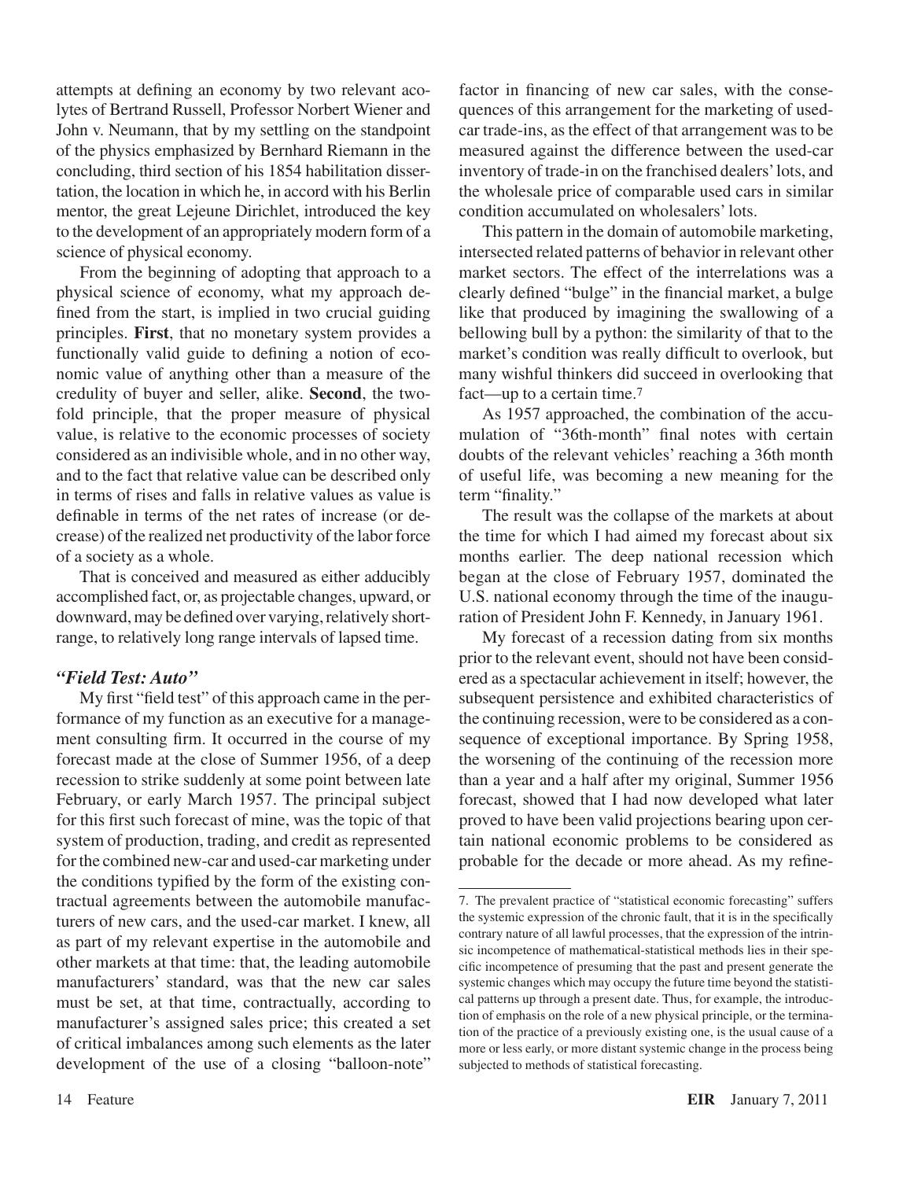attempts at defining an economy by two relevant acolytes of Bertrand Russell, Professor Norbert Wiener and John v. Neumann, that by my settling on the standpoint of the physics emphasized by Bernhard Riemann in the concluding, third section of his 1854 habilitation dissertation, the location in which he, in accord with his Berlin mentor, the great Lejeune Dirichlet, introduced the key to the development of an appropriately modern form of a science of physical economy.

From the beginning of adopting that approach to a physical science of economy, what my approach defined from the start, is implied in two crucial guiding principles. **First**, that no monetary system provides a functionally valid guide to defining a notion of economic value of anything other than a measure of the credulity of buyer and seller, alike. **Second**, the twofold principle, that the proper measure of physical value, is relative to the economic processes of society considered as an indivisible whole, and in no other way, and to the fact that relative value can be described only in terms of rises and falls in relative values as value is definable in terms of the net rates of increase (or decrease) of the realized net productivity of the labor force of a society as a whole.

That is conceived and measured as either adducibly accomplished fact, or, as projectable changes, upward, or downward, may be defined over varying, relatively short-range, to relatively long range intervals of lapsed time.

### *"Field Test: Auto"*

My first "field test" of this approach came in the performance of my function as an executive for a management consulting firm. It occurred in the course of my forecast made at the close of Summer 1956, of a deep recession to strike suddenly at some point between late February, or early March 1957. The principal subject for this first such forecast of mine, was the topic of that system of production, trading, and credit as represented for the combined new-car and used-car marketing under the conditions typified by the form of the existing contractual agreements between the automobile manufacturers of new cars, and the used-car market. I knew, all as part of my relevant expertise in the automobile and other markets at that time: that, the leading automobile manufacturers' standard, was that the new car sales must be set, at that time, contractually, according to manufacturer's assigned sales price; this created a set of critical imbalances among such elements as the later development of the use of a closing "balloon-note" factor in financing of new car sales, with the consequences of this arrangement for the marketing of used-car trade-ins, as the effect of that arrangement was to be measured against the difference between the used-car inventory of trade-in on the franchised dealers' lots, and the wholesale price of comparable used cars in similar condition accumulated on wholesalers' lots.

This pattern in the domain of automobile marketing, intersected related patterns of behavior in relevant other market sectors. The effect of the interrelations was a clearly defined "bulge" in the financial market, a bulge like that produced by imagining the swallowing of a bellowing bull by a python: the similarity of that to the market's condition was really difficult to overlook, but many wishful thinkers did succeed in overlooking that fact—up to a certain time.[7]

As 1957 approached, the combination of the accumulation of "36th-month" final notes with certain doubts of the relevant vehicles' reaching a 36th month of useful life, was becoming a new meaning for the term "finality."

The result was the collapse of the markets at about the time for which I had aimed my forecast about six months earlier. The deep national recession which began at the close of February 1957, dominated the U.S. national economy through the time of the inauguration of President John F. Kennedy, in January 1961.

My forecast of a recession dating from six months prior to the relevant event, should not have been considered as a spectacular achievement in itself; however, the subsequent persistence and exhibited characteristics of the continuing recession, were to be considered as a consequence of exceptional importance. By Spring 1958, the worsening of the continuing of the recession more than a year and a half after my original, Summer 1956 forecast, showed that I had now developed what later proved to have been valid projections bearing upon certain national economic problems to be considered as probable for the decade or more ahead. As my refine-

---

7. The prevalent practice of "statistical economic forecasting" suffers the systemic expression of the chronic fault, that it is in the specifically contrary nature of all lawful processes, that the expression of their intrinsic incompetence of mathematical-statistical methods lies in their specific incompetence of presuming that the past and present generate the systemic changes which may occupy the future time beyond the statistical patterns up through a present date. Thus, for example, the introduction of emphasis on the role of a new physical principle, or the termination of the practice of a previously existing one, is the usual cause of a more or less early, or more distant systemic change in the process being subjected to methods of statistical forecasting.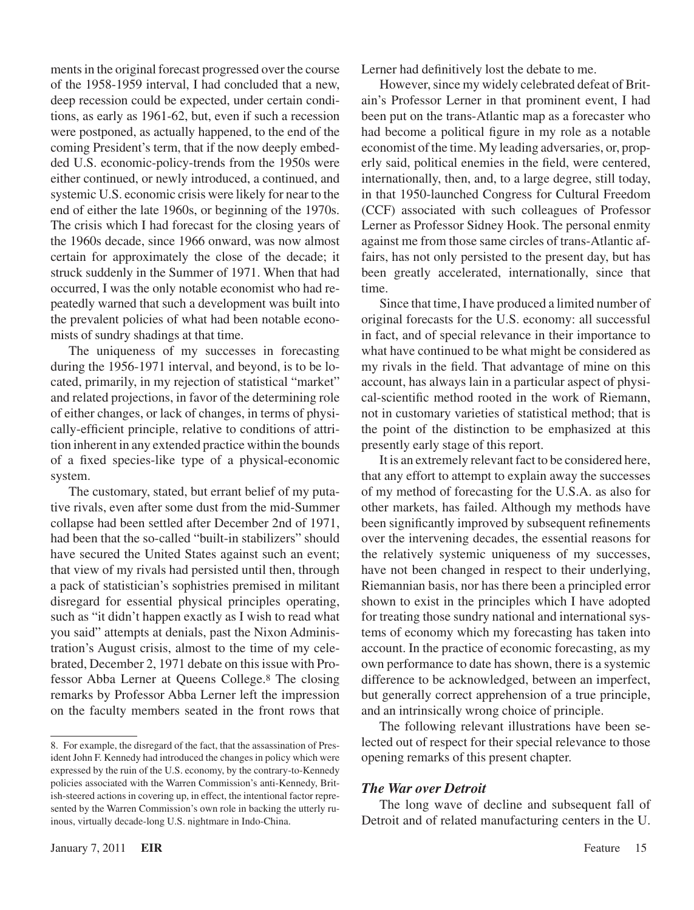ments in the original forecast progressed over the course of the 1958-1959 interval, I had concluded that a new, deep recession could be expected, under certain conditions, as early as 1961-62, but, even if such a recession were postponed, as actually happened, to the end of the coming President's term, that if the now deeply embedded U.S. economic-policy-trends from the 1950s were either continued, or newly introduced, a continued, and systemic U.S. economic crisis were likely for near to the end of either the late 1960s, or beginning of the 1970s. The crisis which I had forecast for the closing years of the 1960s decade, since 1966 onward, was now almost certain for approximately the close of the decade; it struck suddenly in the Summer of 1971. When that had occurred, I was the only notable economist who had repeatedly warned that such a development was built into the prevalent policies of what had been notable economists of sundry shadings at that time.

The uniqueness of my successes in forecasting during the 1956-1971 interval, and beyond, is to be located, primarily, in my rejection of statistical "market" and related projections, in favor of the determining role of either changes, or lack of changes, in terms of physically-efficient principle, relative to conditions of attrition inherent in any extended practice within the bounds of a fixed species-like type of a physical-economic system.

The customary, stated, but errant belief of my putative rivals, even after some dust from the mid-Summer collapse had been settled after December 2nd of 1971, had been that the so-called "built-in stabilizers" should have secured the United States against such an event; that view of my rivals had persisted until then, through a pack of statistician's sophistries premised in militant disregard for essential physical principles operating, such as "it didn't happen exactly as I wish to read what you said" attempts at denials, past the Nixon Administration's August crisis, almost to the time of my celebrated, December 2, 1971 debate on this issue with Professor Abba Lerner at Queens College.[8] The closing remarks by Professor Abba Lerner left the impression on the faculty members seated in the front rows that Lerner had definitively lost the debate to me.

However, since my widely celebrated defeat of Britain's Professor Lerner in that prominent event, I had been put on the trans-Atlantic map as a forecaster who had become a political figure in my role as a notable economist of the time. My leading adversaries, or, properly said, political enemies in the field, were centered, internationally, then, and, to a large degree, still today, in that 1950-launched Congress for Cultural Freedom (CCF) associated with such colleagues of Professor Lerner as Professor Sidney Hook. The personal enmity against me from those same circles of trans-Atlantic affairs, has not only persisted to the present day, but has been greatly accelerated, internationally, since that time.

Since that time, I have produced a limited number of original forecasts for the U.S. economy: all successful in fact, and of special relevance in their importance to what have continued to be what might be considered as my rivals in the field. That advantage of mine on this account, has always lain in a particular aspect of physical-scientific method rooted in the work of Riemann, not in customary varieties of statistical method; that is the point of the distinction to be emphasized at this presently early stage of this report.

It is an extremely relevant fact to be considered here, that any effort to attempt to explain away the successes of my method of forecasting for the U.S.A. as also for other markets, has failed. Although my methods have been significantly improved by subsequent refinements over the intervening decades, the essential reasons for the relatively systemic uniqueness of my successes, have not been changed in respect to their underlying, Riemannian basis, nor has there been a principled error shown to exist in the principles which I have adopted for treating those sundry national and international systems of economy which my forecasting has taken into account. In the practice of economic forecasting, as my own performance to date has shown, there is a systemic difference to be acknowledged, between an imperfect, but generally correct apprehension of a true principle, and an intrinsically wrong choice of principle.

The following relevant illustrations have been selected out of respect for their special relevance to those opening remarks of this present chapter.

### *The War over Detroit*

The long wave of decline and subsequent fall of Detroit and of related manufacturing centers in the U.

---

8. For example, the disregard of the fact, that the assassination of President John F. Kennedy had introduced the changes in policy which were expressed by the ruin of the U.S. economy, by the contrary-to-Kennedy policies associated with the Warren Commission's anti-Kennedy, British-steered actions in covering up, in effect, the intentional factor represented by the Warren Commission's own role in backing the utterly ruinous, virtually decade-long U.S. nightmare in Indo-China.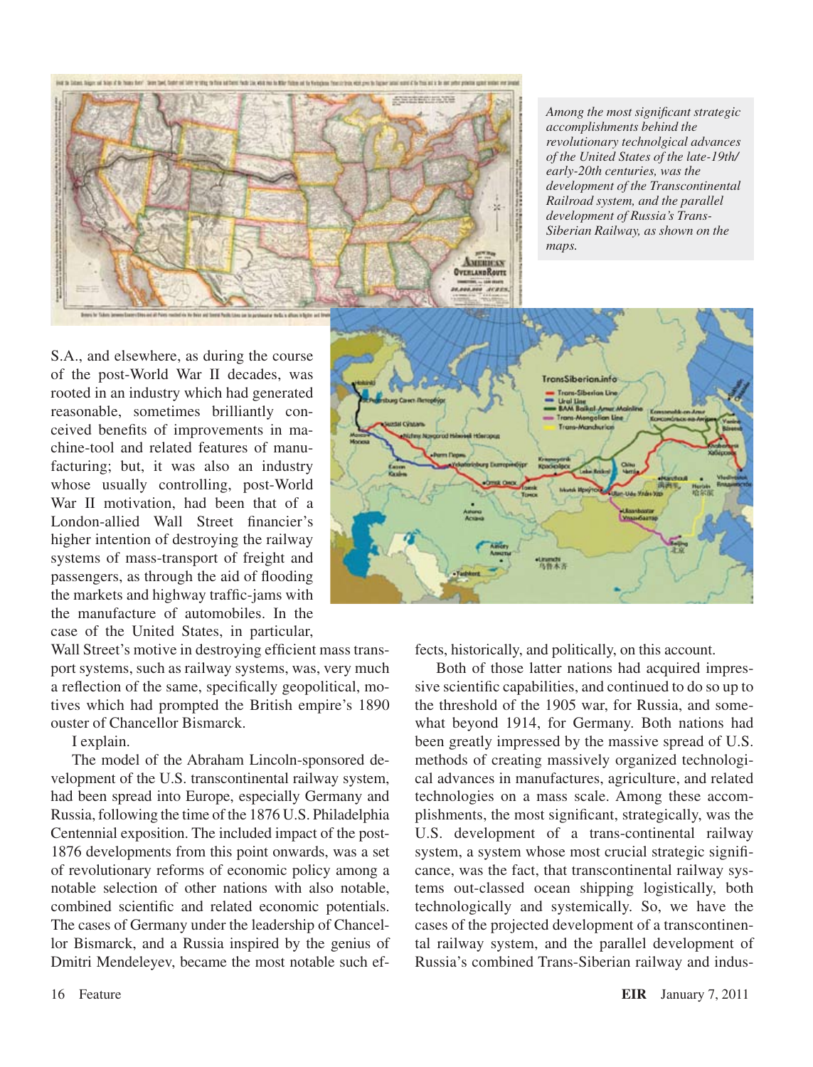*Among the most significant strategic accomplishments behind the revolutionary technolgical advances of the United States of the late-19th/early-20th centuries, was the development of the Transcontinental Railroad system, and the parallel development of Russia's Trans-Siberian Railway, as shown on the maps.*

S.A., and elsewhere, as during the course of the post-World War II decades, was rooted in an industry which had generated reasonable, sometimes brilliantly conceived benefits of improvements in machine-tool and related features of manufacturing; but, it was also an industry whose usually controlling, post-World War II motivation, had been that of a London-allied Wall Street financier's higher intention of destroying the railway systems of mass-transport of freight and passengers, as through the aid of flooding the markets and highway traffic-jams with the manufacture of automobiles. In the case of the United States, in particular, Wall Street's motive in destroying efficient mass transport systems, such as railway systems, was, very much a reflection of the same, specifically geopolitical, motives which had prompted the British empire's 1890 ouster of Chancellor Bismarck.

I explain.

The model of the Abraham Lincoln-sponsored development of the U.S. transcontinental railway system, had been spread into Europe, especially Germany and Russia, following the time of the 1876 U.S. Philadelphia Centennial exposition. The included impact of the post-1876 developments from this point onwards, was a set of revolutionary reforms of economic policy among a notable selection of other nations with also notable, combined scientific and related economic potentials. The cases of Germany under the leadership of Chancellor Bismarck, and a Russia inspired by the genius of Dmitri Mendeleyev, became the most notable such effects, historically, and politically, on this account.

Both of those latter nations had acquired impressive scientific capabilities, and continued to do so up to the threshold of the 1905 war, for Russia, and somewhat beyond 1914, for Germany. Both nations had been greatly impressed by the massive spread of U.S. methods of creating massively organized technological advances in manufactures, agriculture, and related technologies on a mass scale. Among these accomplishments, the most significant, strategically, was the U.S. development of a trans-continental railway system, a system whose most crucial strategic significance, was the fact, that transcontinental railway systems out-classed ocean shipping logistically, both technologically and systemically. So, we have the cases of the projected development of a transcontinental railway system, and the parallel development of Russia's combined Trans-Siberian railway and indus-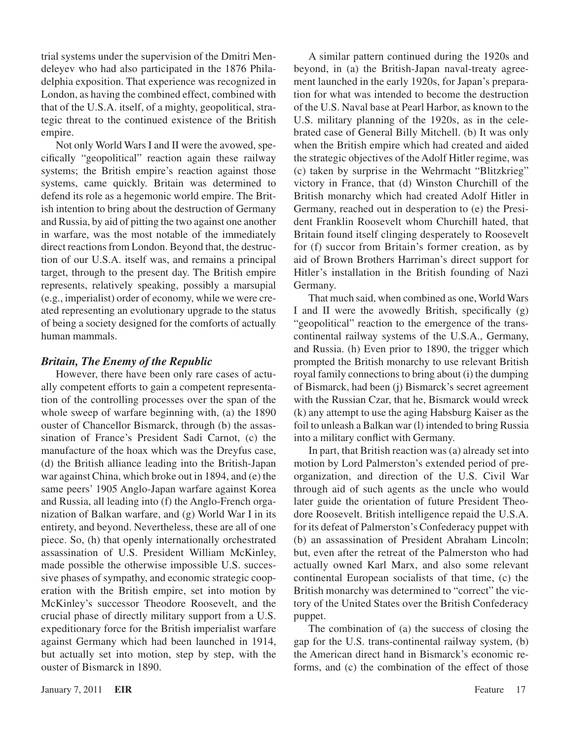trial systems under the supervision of the Dmitri Mendeleyev who had also participated in the 1876 Philadelphia exposition. That experience was recognized in London, as having the combined effect, combined with that of the U.S.A. itself, of a mighty, geopolitical, strategic threat to the continued existence of the British empire.

Not only World Wars I and II were the avowed, specifically "geopolitical" reaction again these railway systems; the British empire's reaction against those systems, came quickly. Britain was determined to defend its role as a hegemonic world empire. The British intention to bring about the destruction of Germany and Russia, by aid of pitting the two against one another in warfare, was the most notable of the immediately direct reactions from London. Beyond that, the destruction of our U.S.A. itself was, and remains a principal target, through to the present day. The British empire represents, relatively speaking, possibly a marsupial (e.g., imperialist) order of economy, while we were created representing an evolutionary upgrade to the status of being a society designed for the comforts of actually human mammals.

## *Britain, The Enemy of the Republic*

However, there have been only rare cases of actually competent efforts to gain a competent representation of the controlling processes over the span of the whole sweep of warfare beginning with, (a) the 1890 ouster of Chancellor Bismarck, through (b) the assassination of France's President Sadi Carnot, (c) the manufacture of the hoax which was the Dreyfus case, (d) the British alliance leading into the British-Japan war against China, which broke out in 1894, and (e) the same peers' 1905 Anglo-Japan warfare against Korea and Russia, all leading into (f) the Anglo-French organization of Balkan warfare, and (g) World War I in its entirety, and beyond. Nevertheless, these are all of one piece. So, (h) that openly internationally orchestrated assassination of U.S. President William McKinley, made possible the otherwise impossible U.S. successive phases of sympathy, and economic strategic cooperation with the British empire, set into motion by McKinley's successor Theodore Roosevelt, and the crucial phase of directly military support from a U.S. expeditionary force for the British imperialist warfare against Germany which had been launched in 1914, but actually set into motion, step by step, with the ouster of Bismarck in 1890.

A similar pattern continued during the 1920s and beyond, in (a) the British-Japan naval-treaty agreement launched in the early 1920s, for Japan's preparation for what was intended to become the destruction of the U.S. Naval base at Pearl Harbor, as known to the U.S. military planning of the 1920s, as in the celebrated case of General Billy Mitchell. (b) It was only when the British empire which had created and aided the strategic objectives of the Adolf Hitler regime, was (c) taken by surprise in the Wehrmacht "Blitzkrieg" victory in France, that (d) Winston Churchill of the British monarchy which had created Adolf Hitler in Germany, reached out in desperation to (e) the President Franklin Roosevelt whom Churchill hated, that Britain found itself clinging desperately to Roosevelt for (f) succor from Britain's former creation, as by aid of Brown Brothers Harriman's direct support for Hitler's installation in the British founding of Nazi Germany.

That much said, when combined as one, World Wars I and II were the avowedly British, specifically (g) "geopolitical" reaction to the emergence of the transcontinental railway systems of the U.S.A., Germany, and Russia. (h) Even prior to 1890, the trigger which prompted the British monarchy to use relevant British royal family connections to bring about (i) the dumping of Bismarck, had been (j) Bismarck's secret agreement with the Russian Czar, that he, Bismarck would wreck (k) any attempt to use the aging Habsburg Kaiser as the foil to unleash a Balkan war (l) intended to bring Russia into a military conflict with Germany.

In part, that British reaction was (a) already set into motion by Lord Palmerston's extended period of preorganization, and direction of the U.S. Civil War through aid of such agents as the uncle who would later guide the orientation of future President Theodore Roosevelt. British intelligence repaid the U.S.A. for its defeat of Palmerston's Confederacy puppet with (b) an assassination of President Abraham Lincoln; but, even after the retreat of the Palmerston who had actually owned Karl Marx, and also some relevant continental European socialists of that time, (c) the British monarchy was determined to "correct" the victory of the United States over the British Confederacy puppet.

The combination of (a) the success of closing the gap for the U.S. trans-continental railway system, (b) the American direct hand in Bismarck's economic reforms, and (c) the combination of the effect of those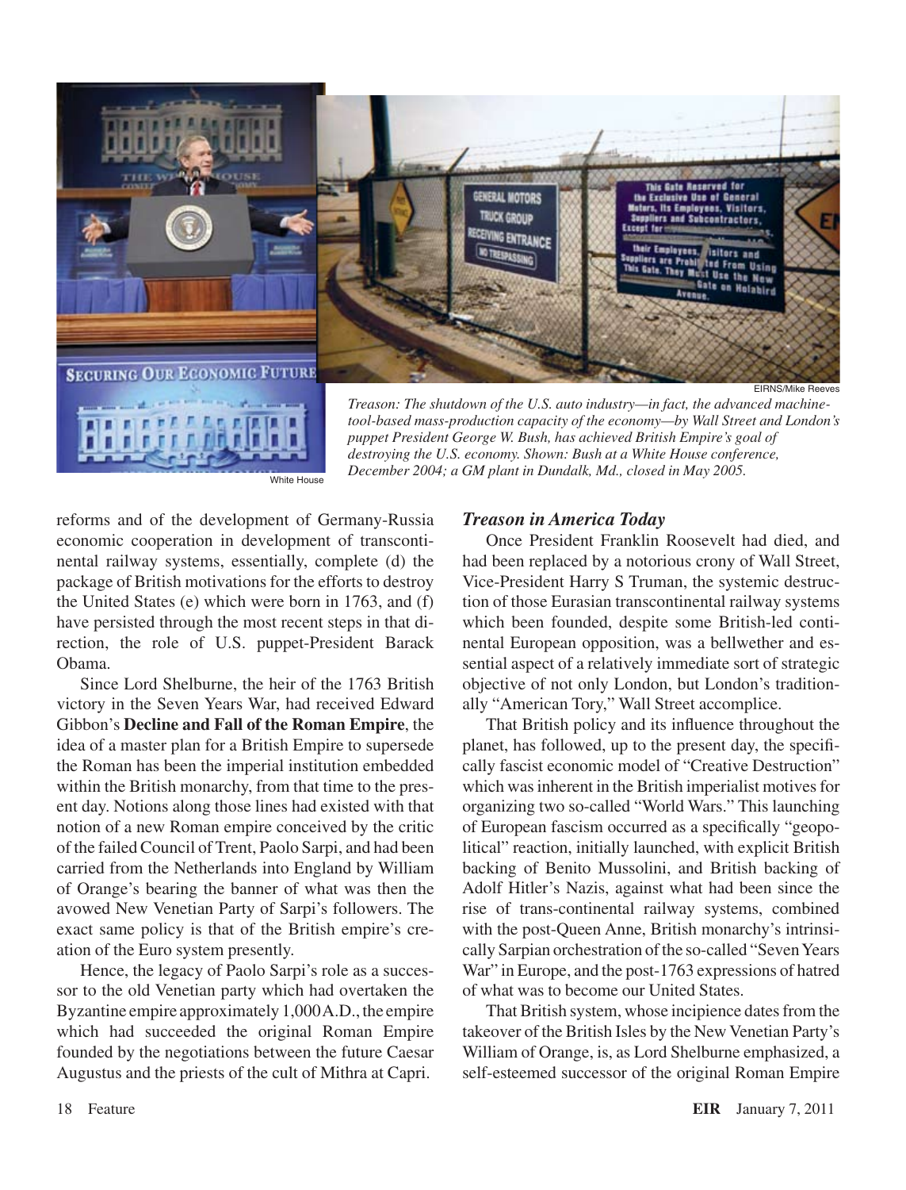Treason: The shutdown of the U.S. auto industry—in fact, the advanced machine-tool-based mass-production capacity of the economy—by Wall Street and London's puppet President George W. Bush, has achieved British Empire's goal of destroying the U.S. economy. Shown: Bush at a White House conference, December 2004; a GM plant in Dundalk, Md., closed in May 2005.

reforms and of the development of Germany-Russia economic cooperation in development of transcontinental railway systems, essentially, complete (d) the package of British motivations for the efforts to destroy the United States (e) which were born in 1763, and (f) have persisted through the most recent steps in that direction, the role of U.S. puppet-President Barack Obama.

Since Lord Shelburne, the heir of the 1763 British victory in the Seven Years War, had received Edward Gibbon's **Decline and Fall of the Roman Empire**, the idea of a master plan for a British Empire to supersede the Roman has been the imperial institution embedded within the British monarchy, from that time to the present day. Notions along those lines had existed with that notion of a new Roman empire conceived by the critic of the failed Council of Trent, Paolo Sarpi, and had been carried from the Netherlands into England by William of Orange's bearing the banner of what was then the avowed New Venetian Party of Sarpi's followers. The exact same policy is that of the British empire's creation of the Euro system presently.

Hence, the legacy of Paolo Sarpi's role as a successor to the old Venetian party which had overtaken the Byzantine empire approximately 1,000 A.D., the empire which had succeeded the original Roman Empire founded by the negotiations between the future Caesar Augustus and the priests of the cult of Mithra at Capri.

### *Treason in America Today*

Once President Franklin Roosevelt had died, and had been replaced by a notorious crony of Wall Street, Vice-President Harry S Truman, the systemic destruction of those Eurasian transcontinental railway systems which been founded, despite some British-led continental European opposition, was a bellwether and essential aspect of a relatively immediate sort of strategic objective of not only London, but London's traditionally "American Tory," Wall Street accomplice.

That British policy and its influence throughout the planet, has followed, up to the present day, the specifically fascist economic model of "Creative Destruction" which was inherent in the British imperialist motives for organizing two so-called "World Wars." This launching of European fascism occurred as a specifically "geopolitical" reaction, initially launched, with explicit British backing of Benito Mussolini, and British backing of Adolf Hitler's Nazis, against what had been since the rise of trans-continental railway systems, combined with the post-Queen Anne, British monarchy's intrinsically Sarpian orchestration of the so-called "Seven Years War" in Europe, and the post-1763 expressions of hatred of what was to become our United States.

That British system, whose incipience dates from the takeover of the British Isles by the New Venetian Party's William of Orange, is, as Lord Shelburne emphasized, a self-esteemed successor of the original Roman Empire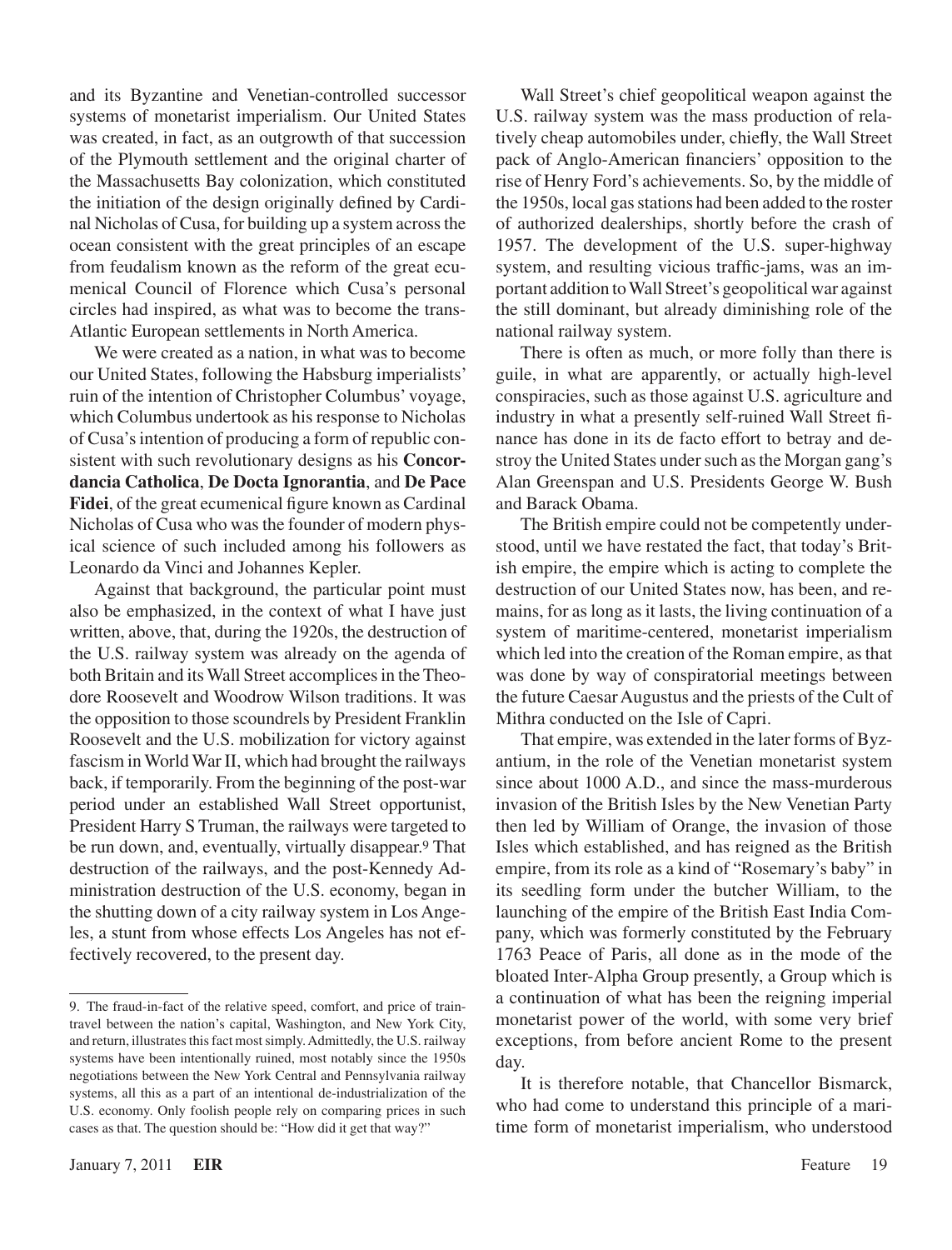and its Byzantine and Venetian-controlled successor systems of monetarist imperialism. Our United States was created, in fact, as an outgrowth of that succession of the Plymouth settlement and the original charter of the Massachusetts Bay colonization, which constituted the initiation of the design originally defined by Cardinal Nicholas of Cusa, for building up a system across the ocean consistent with the great principles of an escape from feudalism known as the reform of the great ecumenical Council of Florence which Cusa's personal circles had inspired, as what was to become the trans-Atlantic European settlements in North America.

We were created as a nation, in what was to become our United States, following the Habsburg imperialists' ruin of the intention of Christopher Columbus' voyage, which Columbus undertook as his response to Nicholas of Cusa's intention of producing a form of republic consistent with such revolutionary designs as his **Concordancia Catholica**, **De Docta Ignorantia**, and **De Pace Fidei**, of the great ecumenical figure known as Cardinal Nicholas of Cusa who was the founder of modern physical science of such included among his followers as Leonardo da Vinci and Johannes Kepler.

Against that background, the particular point must also be emphasized, in the context of what I have just written, above, that, during the 1920s, the destruction of the U.S. railway system was already on the agenda of both Britain and its Wall Street accomplices in the Theodore Roosevelt and Woodrow Wilson traditions. It was the opposition to those scoundrels by President Franklin Roosevelt and the U.S. mobilization for victory against fascism in World War II, which had brought the railways back, if temporarily. From the beginning of the post-war period under an established Wall Street opportunist, President Harry S Truman, the railways were targeted to be run down, and, eventually, virtually disappear.[9] That destruction of the railways, and the post-Kennedy Administration destruction of the U.S. economy, began in the shutting down of a city railway system in Los Angeles, a stunt from whose effects Los Angeles has not effectively recovered, to the present day.

Wall Street's chief geopolitical weapon against the U.S. railway system was the mass production of relatively cheap automobiles under, chiefly, the Wall Street pack of Anglo-American financiers' opposition to the rise of Henry Ford's achievements. So, by the middle of the 1950s, local gas stations had been added to the roster of authorized dealerships, shortly before the crash of 1957. The development of the U.S. super-highway system, and resulting vicious traffic-jams, was an important addition to Wall Street's geopolitical war against the still dominant, but already diminishing role of the national railway system.

There is often as much, or more folly than there is guile, in what are apparently, or actually high-level conspiracies, such as those against U.S. agriculture and industry in what a presently self-ruined Wall Street finance has done in its de facto effort to betray and destroy the United States under such as the Morgan gang's Alan Greenspan and U.S. Presidents George W. Bush and Barack Obama.

The British empire could not be competently understood, until we have restated the fact, that today's British empire, the empire which is acting to complete the destruction of our United States now, has been, and remains, for as long as it lasts, the living continuation of a system of maritime-centered, monetarist imperialism which led into the creation of the Roman empire, as that was done by way of conspiratorial meetings between the future Caesar Augustus and the priests of the Cult of Mithra conducted on the Isle of Capri.

That empire, was extended in the later forms of Byzantium, in the role of the Venetian monetarist system since about 1000 A.D., and since the mass-murderous invasion of the British Isles by the New Venetian Party then led by William of Orange, the invasion of those Isles which established, and has reigned as the British empire, from its role as a kind of "Rosemary's baby" in its seedling form under the butcher William, to the launching of the empire of the British East India Company, which was formerly constituted by the February 1763 Peace of Paris, all done as in the mode of the bloated Inter-Alpha Group presently, a Group which is a continuation of what has been the reigning imperial monetarist power of the world, with some very brief exceptions, from before ancient Rome to the present day.

It is therefore notable, that Chancellor Bismarck, who had come to understand this principle of a maritime form of monetarist imperialism, who understood

---

9. The fraud-in-fact of the relative speed, comfort, and price of train-travel between the nation's capital, Washington, and New York City, and return, illustrates this fact most simply. Admittedly, the U.S. railway systems have been intentionally ruined, most notably since the 1950s negotiations between the New York Central and Pennsylvania railway systems, all this as a part of an intentional de-industrialization of the U.S. economy. Only foolish people rely on comparing prices in such cases as that. The question should be: "How did it get that way?"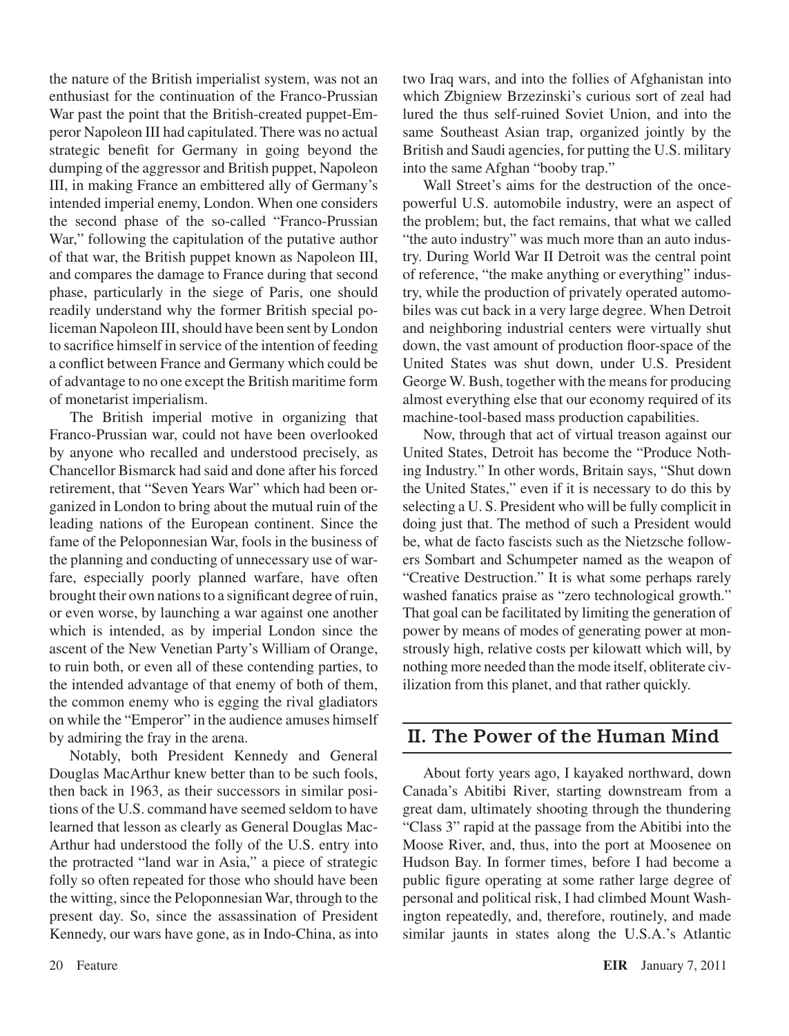the nature of the British imperialist system, was not an enthusiast for the continuation of the Franco-Prussian War past the point that the British-created puppet-Emperor Napoleon III had capitulated. There was no actual strategic benefit for Germany in going beyond the dumping of the aggressor and British puppet, Napoleon III, in making France an embittered ally of Germany's intended imperial enemy, London. When one considers the second phase of the so-called "Franco-Prussian War," following the capitulation of the putative author of that war, the British puppet known as Napoleon III, and compares the damage to France during that second phase, particularly in the siege of Paris, one should readily understand why the former British special policeman Napoleon III, should have been sent by London to sacrifice himself in service of the intention of feeding a conflict between France and Germany which could be of advantage to no one except the British maritime form of monetarist imperialism.

The British imperial motive in organizing that Franco-Prussian war, could not have been overlooked by anyone who recalled and understood precisely, as Chancellor Bismarck had said and done after his forced retirement, that "Seven Years War" which had been organized in London to bring about the mutual ruin of the leading nations of the European continent. Since the fame of the Peloponnesian War, fools in the business of the planning and conducting of unnecessary use of warfare, especially poorly planned warfare, have often brought their own nations to a significant degree of ruin, or even worse, by launching a war against one another which is intended, as by imperial London since the ascent of the New Venetian Party's William of Orange, to ruin both, or even all of these contending parties, to the intended advantage of that enemy of both of them, the common enemy who is egging the rival gladiators on while the "Emperor" in the audience amuses himself by admiring the fray in the arena.

Notably, both President Kennedy and General Douglas MacArthur knew better than to be such fools, then back in 1963, as their successors in similar positions of the U.S. command have seemed seldom to have learned that lesson as clearly as General Douglas MacArthur had understood the folly of the U.S. entry into the protracted "land war in Asia," a piece of strategic folly so often repeated for those who should have been the witting, since the Peloponnesian War, through to the present day. So, since the assassination of President Kennedy, our wars have gone, as in Indo-China, as into two Iraq wars, and into the follies of Afghanistan into which Zbigniew Brzezinski's curious sort of zeal had lured the thus self-ruined Soviet Union, and into the same Southeast Asian trap, organized jointly by the British and Saudi agencies, for putting the U.S. military into the same Afghan "booby trap."

Wall Street's aims for the destruction of the once-powerful U.S. automobile industry, were an aspect of the problem; but, the fact remains, that what we called "the auto industry" was much more than an auto industry. During World War II Detroit was the central point of reference, "the make anything or everything" industry, while the production of privately operated automobiles was cut back in a very large degree. When Detroit and neighboring industrial centers were virtually shut down, the vast amount of production floor-space of the United States was shut down, under U.S. President George W. Bush, together with the means for producing almost everything else that our economy required of its machine-tool-based mass production capabilities.

Now, through that act of virtual treason against our United States, Detroit has become the "Produce Nothing Industry." In other words, Britain says, "Shut down the United States," even if it is necessary to do this by selecting a U. S. President who will be fully complicit in doing just that. The method of such a President would be, what de facto fascists such as the Nietzsche followers Sombart and Schumpeter named as the weapon of "Creative Destruction." It is what some perhaps rarely washed fanatics praise as "zero technological growth." That goal can be facilitated by limiting the generation of power by means of modes of generating power at monstrously high, relative costs per kilowatt which will, by nothing more needed than the mode itself, obliterate civilization from this planet, and that rather quickly.

## II. The Power of the Human Mind

About forty years ago, I kayaked northward, down Canada's Abitibi River, starting downstream from a great dam, ultimately shooting through the thundering "Class 3" rapid at the passage from the Abitibi into the Moose River, and, thus, into the port at Moosenee on Hudson Bay. In former times, before I had become a public figure operating at some rather large degree of personal and political risk, I had climbed Mount Washington repeatedly, and, therefore, routinely, and made similar jaunts in states along the U.S.A.'s Atlantic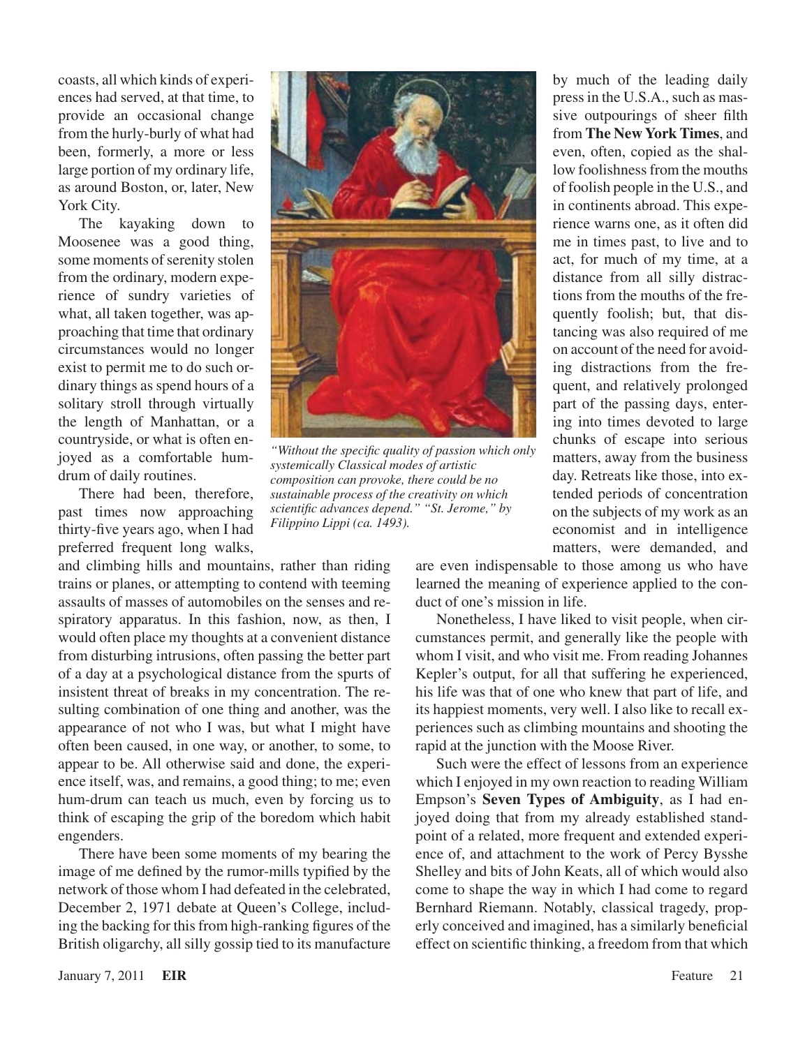coasts, all which kinds of experiences had served, at that time, to provide an occasional change from the hurly-burly of what had been, formerly, a more or less large portion of my ordinary life, as around Boston, or, later, New York City.

The kayaking down to Moosenee was a good thing, some moments of serenity stolen from the ordinary, modern experience of sundry varieties of what, all taken together, was approaching that time that ordinary circumstances would no longer exist to permit me to do such ordinary things as spend hours of a solitary stroll through virtually the length of Manhattan, or a countryside, or what is often enjoyed as a comfortable humdrum of daily routines.

There had been, therefore, past times now approaching thirty-five years ago, when I had preferred frequent long walks, and climbing hills and mountains, rather than riding trains or planes, or attempting to contend with teeming assaults of masses of automobiles on the senses and respiratory apparatus. In this fashion, now, as then, I would often place my thoughts at a convenient distance from disturbing intrusions, often passing the better part of a day at a psychological distance from the spurts of insistent threat of breaks in my concentration. The resulting combination of one thing and another, was the appearance of not who I was, but what I might have often been caused, in one way, or another, to some, to appear to be. All otherwise said and done, the experience itself, was, and remains, a good thing; to me; even hum-drum can teach us much, even by forcing us to think of escaping the grip of the boredom which habit engenders.

There have been some moments of my bearing the image of me defined by the rumor-mills typified by the network of those whom I had defeated in the celebrated, December 2, 1971 debate at Queen's College, including the backing for this from high-ranking figures of the British oligarchy, all silly gossip tied to its manufacture by much of the leading daily press in the U.S.A., such as massive outpourings of sheer filth from **The New York Times**, and even, often, copied as the shallow foolishness from the mouths of foolish people in the U.S., and in continents abroad. This experience warns one, as it often did me in times past, to live and to act, for much of my time, at a distance from all silly distractions from the mouths of the frequently foolish; but, that distancing was also required of me on account of the need for avoiding distractions from the frequent, and relatively prolonged part of the passing days, entering into times devoted to large chunks of escape into serious matters, away from the business day. Retreats like those, into extended periods of concentration on the subjects of my work as an economist and in intelligence matters, were demanded, and are even indispensable to those among us who have learned the meaning of experience applied to the conduct of one's mission in life.

*"Without the specific quality of passion which only systemically Classical modes of artistic composition can provoke, there could be no sustainable process of the creativity on which scientific advances depend." "St. Jerome," by Filippino Lippi (ca. 1493).*

Nonetheless, I have liked to visit people, when circumstances permit, and generally like the people with whom I visit, and who visit me. From reading Johannes Kepler's output, for all that suffering he experienced, his life was that of one who knew that part of life, and its happiest moments, very well. I also like to recall experiences such as climbing mountains and shooting the rapid at the junction with the Moose River.

Such were the effect of lessons from an experience which I enjoyed in my own reaction to reading William Empson's **Seven Types of Ambiguity**, as I had enjoyed doing that from my already established standpoint of a related, more frequent and extended experience of, and attachment to the work of Percy Bysshe Shelley and bits of John Keats, all of which would also come to shape the way in which I had come to regard Bernhard Riemann. Notably, classical tragedy, properly conceived and imagined, has a similarly beneficial effect on scientific thinking, a freedom from that which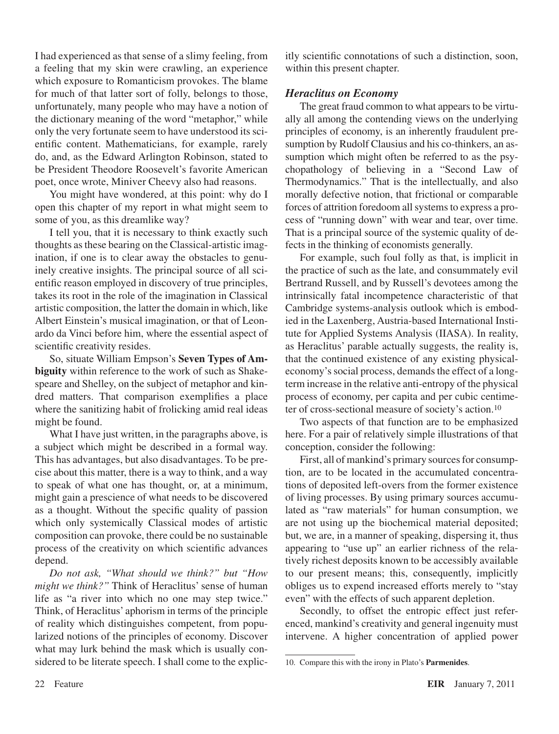I had experienced as that sense of a slimy feeling, from a feeling that my skin were crawling, an experience which exposure to Romanticism provokes. The blame for much of that latter sort of folly, belongs to those, unfortunately, many people who may have a notion of the dictionary meaning of the word "metaphor," while only the very fortunate seem to have understood its scientific content. Mathematicians, for example, rarely do, and, as the Edward Arlington Robinson, stated to be President Theodore Roosevelt's favorite American poet, once wrote, Miniver Cheevy also had reasons.

You might have wondered, at this point: why do I open this chapter of my report in what might seem to some of you, as this dreamlike way?

I tell you, that it is necessary to think exactly such thoughts as these bearing on the Classical-artistic imagination, if one is to clear away the obstacles to genuinely creative insights. The principal source of all scientific reason employed in discovery of true principles, takes its root in the role of the imagination in Classical artistic composition, the latter the domain in which, like Albert Einstein's musical imagination, or that of Leonardo da Vinci before him, where the essential aspect of scientific creativity resides.

So, situate William Empson's **Seven Types of Ambiguity** within reference to the work of such as Shakespeare and Shelley, on the subject of metaphor and kindred matters. That comparison exemplifies a place where the sanitizing habit of frolicking amid real ideas might be found.

What I have just written, in the paragraphs above, is a subject which might be described in a formal way. This has advantages, but also disadvantages. To be precise about this matter, there is a way to think, and a way to speak of what one has thought, or, at a minimum, might gain a prescience of what needs to be discovered as a thought. Without the specific quality of passion which only systemically Classical modes of artistic composition can provoke, there could be no sustainable process of the creativity on which scientific advances depend.

*Do not ask, "What should we think?" but "How might we think?"* Think of Heraclitus' sense of human life as "a river into which no one may step twice." Think, of Heraclitus' aphorism in terms of the principle of reality which distinguishes competent, from popularized notions of the principles of economy. Discover what may lurk behind the mask which is usually considered to be literate speech. I shall come to the explicitly scientific connotations of such a distinction, soon, within this present chapter.

### *Heraclitus on Economy*

The great fraud common to what appears to be virtually all among the contending views on the underlying principles of economy, is an inherently fraudulent presumption by Rudolf Clausius and his co-thinkers, an assumption which might often be referred to as the psychopathology of believing in a "Second Law of Thermodynamics." That is the intellectually, and also morally defective notion, that frictional or comparable forces of attrition foredoom all systems to express a process of "running down" with wear and tear, over time. That is a principal source of the systemic quality of defects in the thinking of economists generally.

For example, such foul folly as that, is implicit in the practice of such as the late, and consummately evil Bertrand Russell, and by Russell's devotees among the intrinsically fatal incompetence characteristic of that Cambridge systems-analysis outlook which is embodied in the Laxenberg, Austria-based International Institute for Applied Systems Analysis (IIASA). In reality, as Heraclitus' parable actually suggests, the reality is, that the continued existence of any existing physical-economy's social process, demands the effect of a long-term increase in the relative anti-entropy of the physical process of economy, per capita and per cubic centimeter of cross-sectional measure of society's action.[10]

Two aspects of that function are to be emphasized here. For a pair of relatively simple illustrations of that conception, consider the following:

First, all of mankind's primary sources for consumption, are to be located in the accumulated concentrations of deposited left-overs from the former existence of living processes. By using primary sources accumulated as "raw materials" for human consumption, we are not using up the biochemical material deposited; but, we are, in a manner of speaking, dispersing it, thus appearing to "use up" an earlier richness of the relatively richest deposits known to be accessibly available to our present means; this, consequently, implicitly obliges us to expend increased efforts merely to "stay even" with the effects of such apparent depletion.

Secondly, to offset the entropic effect just referenced, mankind's creativity and general ingenuity must intervene. A higher concentration of applied power

10. Compare this with the irony in Plato's **Parmenides**.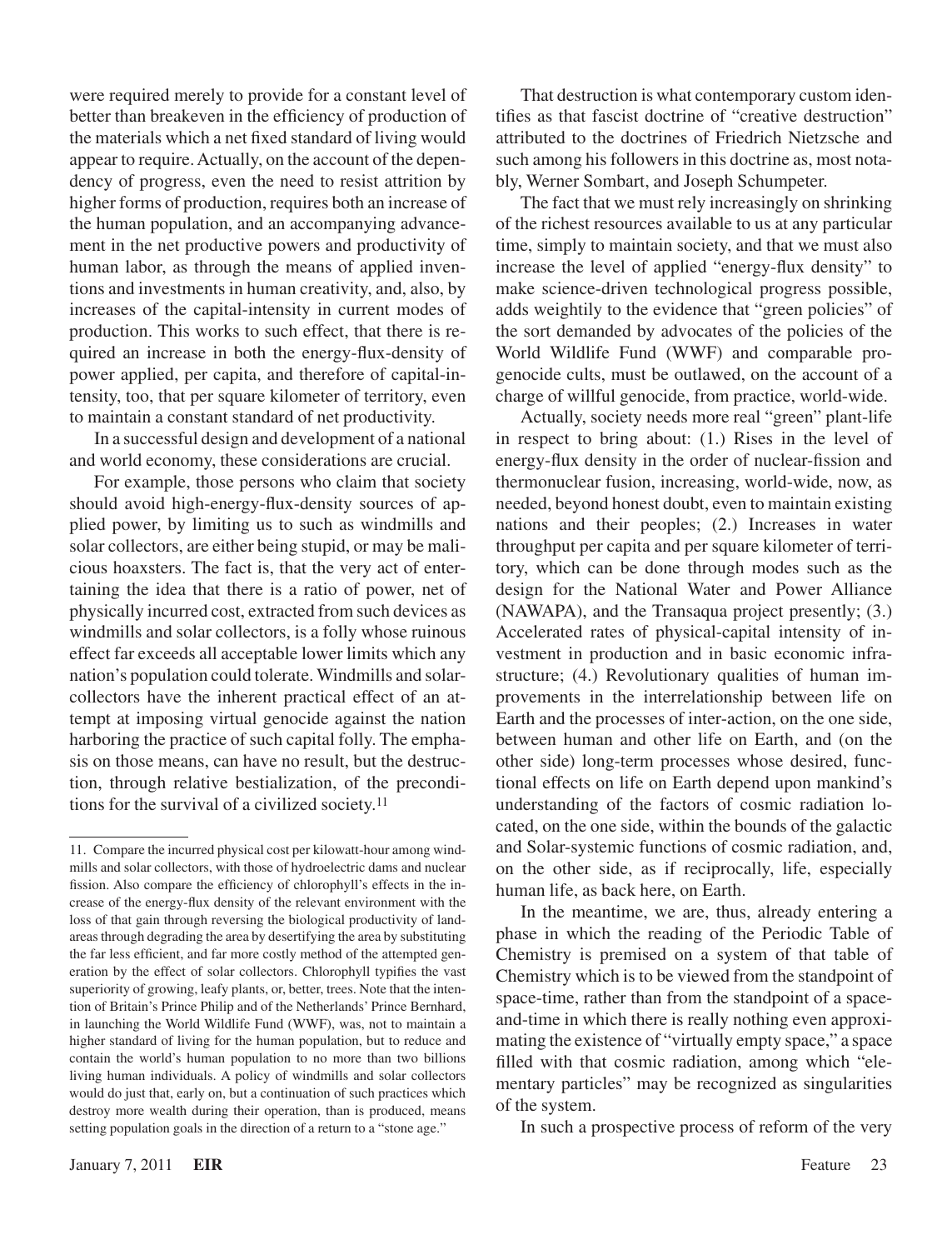were required merely to provide for a constant level of better than breakeven in the efficiency of production of the materials which a net fixed standard of living would appear to require. Actually, on the account of the dependency of progress, even the need to resist attrition by higher forms of production, requires both an increase of the human population, and an accompanying advancement in the net productive powers and productivity of human labor, as through the means of applied inventions and investments in human creativity, and, also, by increases of the capital-intensity in current modes of production. This works to such effect, that there is required an increase in both the energy-flux-density of power applied, per capita, and therefore of capital-intensity, too, that per square kilometer of territory, even to maintain a constant standard of net productivity.

In a successful design and development of a national and world economy, these considerations are crucial.

For example, those persons who claim that society should avoid high-energy-flux-density sources of applied power, by limiting us to such as windmills and solar collectors, are either being stupid, or may be malicious hoaxsters. The fact is, that the very act of entertaining the idea that there is a ratio of power, net of physically incurred cost, extracted from such devices as windmills and solar collectors, is a folly whose ruinous effect far exceeds all acceptable lower limits which any nation's population could tolerate. Windmills and solar-collectors have the inherent practical effect of an attempt at imposing virtual genocide against the nation harboring the practice of such capital folly. The emphasis on those means, can have no result, but the destruction, through relative bestialization, of the preconditions for the survival of a civilized society.[11]

That destruction is what contemporary custom identifies as that fascist doctrine of "creative destruction" attributed to the doctrines of Friedrich Nietzsche and such among his followers in this doctrine as, most notably, Werner Sombart, and Joseph Schumpeter.

The fact that we must rely increasingly on shrinking of the richest resources available to us at any particular time, simply to maintain society, and that we must also increase the level of applied "energy-flux density" to make science-driven technological progress possible, adds weightily to the evidence that "green policies" of the sort demanded by advocates of the policies of the World Wildlife Fund (WWF) and comparable pro-genocide cults, must be outlawed, on the account of a charge of willful genocide, from practice, world-wide.

Actually, society needs more real "green" plant-life in respect to bring about: (1.) Rises in the level of energy-flux density in the order of nuclear-fission and thermonuclear fusion, increasing, world-wide, now, as needed, beyond honest doubt, even to maintain existing nations and their peoples; (2.) Increases in water throughput per capita and per square kilometer of territory, which can be done through modes such as the design for the National Water and Power Alliance (NAWAPA), and the Transaqua project presently; (3.) Accelerated rates of physical-capital intensity of investment in production and in basic economic infrastructure; (4.) Revolutionary qualities of human improvements in the interrelationship between life on Earth and the processes of inter-action, on the one side, between human and other life on Earth, and (on the other side) long-term processes whose desired, functional effects on life on Earth depend upon mankind's understanding of the factors of cosmic radiation located, on the one side, within the bounds of the galactic and Solar-systemic functions of cosmic radiation, and, on the other side, as if reciprocally, life, especially human life, as back here, on Earth.

In the meantime, we are, thus, already entering a phase in which the reading of the Periodic Table of Chemistry is premised on a system of that table of Chemistry which is to be viewed from the standpoint of space-time, rather than from the standpoint of a space-and-time in which there is really nothing even approximating the existence of "virtually empty space," a space filled with that cosmic radiation, among which "elementary particles" may be recognized as singularities of the system.

In such a prospective process of reform of the very

---

11. Compare the incurred physical cost per kilowatt-hour among windmills and solar collectors, with those of hydroelectric dams and nuclear fission. Also compare the efficiency of chlorophyll's effects in the increase of the energy-flux density of the relevant environment with the loss of that gain through reversing the biological productivity of land-areas through degrading the area by desertifying the area by substituting the far less efficient, and far more costly method of the attempted generation by the effect of solar collectors. Chlorophyll typifies the vast superiority of growing, leafy plants, or, better, trees. Note that the intention of Britain's Prince Philip and of the Netherlands' Prince Bernhard, in launching the World Wildlife Fund (WWF), was, not to maintain a higher standard of living for the human population, but to reduce and contain the world's human population to no more than two billions living human individuals. A policy of windmills and solar collectors would do just that, early on, but a continuation of such practices which destroy more wealth during their operation, than is produced, means setting population goals in the direction of a return to a "stone age."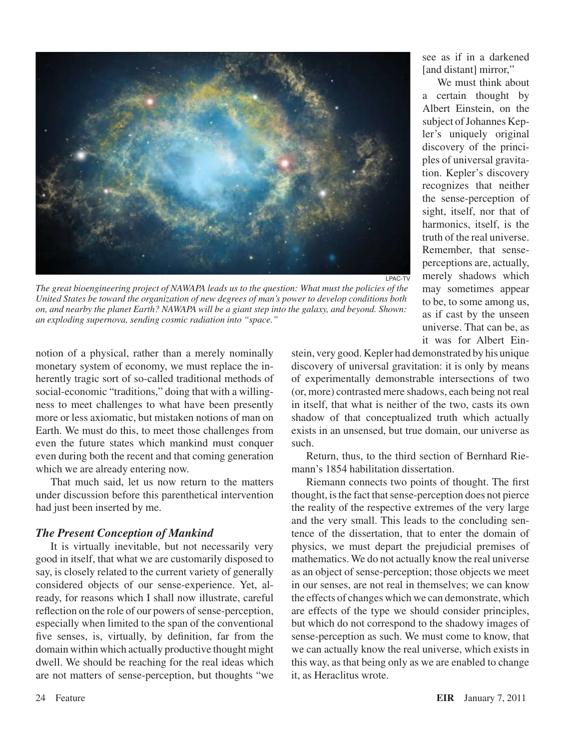*The great bioengineering project of NAWAPA leads us to the question: What must the policies of the United States be toward the organization of new degrees of man's power to develop conditions both on, and nearby the planet Earth? NAWAPA will be a giant step into the galaxy, and beyond. Shown: an exploding supernova, sending cosmic radiation into "space."*

notion of a physical, rather than a merely nominally monetary system of economy, we must replace the inherently tragic sort of so-called traditional methods of social-economic "traditions," doing that with a willingness to meet challenges to what have been presently more or less axiomatic, but mistaken notions of man on Earth. We must do this, to meet those challenges from even the future states which mankind must conquer even during both the recent and that coming generation which we are already entering now.

That much said, let us now return to the matters under discussion before this parenthetical intervention had just been inserted by me.

### *The Present Conception of Mankind*

It is virtually inevitable, but not necessarily very good in itself, that what we are customarily disposed to say, is closely related to the current variety of generally considered objects of our sense-experience. Yet, already, for reasons which I shall now illustrate, careful reflection on the role of our powers of sense-perception, especially when limited to the span of the conventional five senses, is, virtually, by definition, far from the domain within which actually productive thought might dwell. We should be reaching for the real ideas which are not matters of sense-perception, but thoughts "we see as if in a darkened [and distant] mirror,"

We must think about a certain thought by Albert Einstein, on the subject of Johannes Kepler's uniquely original discovery of the principles of universal gravitation. Kepler's discovery recognizes that neither the sense-perception of sight, itself, nor that of harmonics, itself, is the truth of the real universe. Remember, that sense-perceptions are, actually, merely shadows which may sometimes appear to be, to some among us, as if cast by the unseen universe. That can be, as it was for Albert Einstein, very good. Kepler had demonstrated by his unique discovery of universal gravitation: it is only by means of experimentally demonstrable intersections of two (or, more) contrasted mere shadows, each being not real in itself, that what is neither of the two, casts its own shadow of that conceptualized truth which actually exists in an unsensed, but true domain, our universe as such.

Return, thus, to the third section of Bernhard Riemann's 1854 habilitation dissertation.

Riemann connects two points of thought. The first thought, is the fact that sense-perception does not pierce the reality of the respective extremes of the very large and the very small. This leads to the concluding sentence of the dissertation, that to enter the domain of physics, we must depart the prejudicial premises of mathematics. We do not actually know the real universe as an object of sense-perception; those objects we meet in our senses, are not real in themselves; we can know the effects of changes which we can demonstrate, which are effects of the type we should consider principles, but which do not correspond to the shadowy images of sense-perception as such. We must come to know, that we can actually know the real universe, which exists in this way, as that being only as we are enabled to change it, as Heraclitus wrote.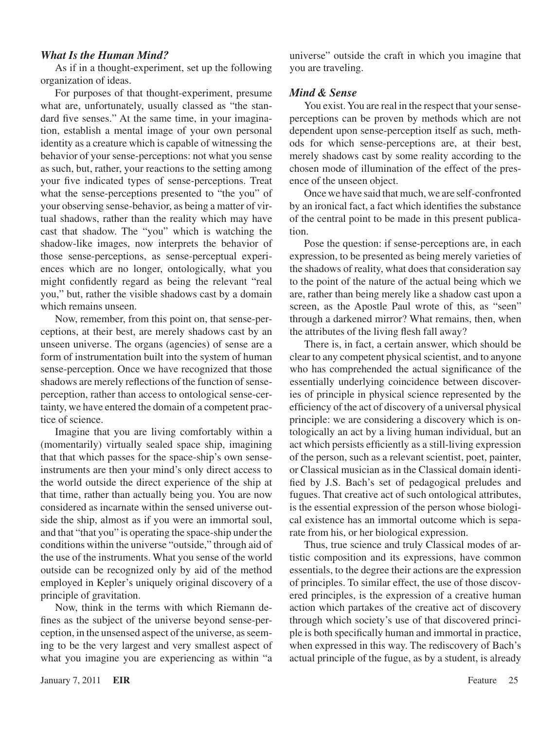### *What Is the Human Mind?*

As if in a thought-experiment, set up the following organization of ideas.

For purposes of that thought-experiment, presume what are, unfortunately, usually classed as "the standard five senses." At the same time, in your imagination, establish a mental image of your own personal identity as a creature which is capable of witnessing the behavior of your sense-perceptions: not what you sense as such, but, rather, your reactions to the setting among your five indicated types of sense-perceptions. Treat what the sense-perceptions presented to "the you" of your observing sense-behavior, as being a matter of virtual shadows, rather than the reality which may have cast that shadow. The "you" which is watching the shadow-like images, now interprets the behavior of those sense-perceptions, as sense-perceptual experiences which are no longer, ontologically, what you might confidently regard as being the relevant "real you," but, rather the visible shadows cast by a domain which remains unseen.

Now, remember, from this point on, that sense-perceptions, at their best, are merely shadows cast by an unseen universe. The organs (agencies) of sense are a form of instrumentation built into the system of human sense-perception. Once we have recognized that those shadows are merely reflections of the function of sense-perception, rather than access to ontological sense-certainty, we have entered the domain of a competent practice of science.

Imagine that you are living comfortably within a (momentarily) virtually sealed space ship, imagining that that which passes for the space-ship's own sense-instruments are then your mind's only direct access to the world outside the direct experience of the ship at that time, rather than actually being you. You are now considered as incarnate within the sensed universe outside the ship, almost as if you were an immortal soul, and that "that you" is operating the space-ship under the conditions within the universe "outside," through aid of the use of the instruments. What you sense of the world outside can be recognized only by aid of the method employed in Kepler's uniquely original discovery of a principle of gravitation.

Now, think in the terms with which Riemann defines as the subject of the universe beyond sense-perception, in the unsensed aspect of the universe, as seeming to be the very largest and very smallest aspect of what you imagine you are experiencing as within "a universe" outside the craft in which you imagine that you are traveling.

### *Mind & Sense*

You exist. You are real in the respect that your sense-perceptions can be proven by methods which are not dependent upon sense-perception itself as such, methods for which sense-perceptions are, at their best, merely shadows cast by some reality according to the chosen mode of illumination of the effect of the presence of the unseen object.

Once we have said that much, we are self-confronted by an ironical fact, a fact which identifies the substance of the central point to be made in this present publication.

Pose the question: if sense-perceptions are, in each expression, to be presented as being merely varieties of the shadows of reality, what does that consideration say to the point of the nature of the actual being which we are, rather than being merely like a shadow cast upon a screen, as the Apostle Paul wrote of this, as "seen" through a darkened mirror? What remains, then, when the attributes of the living flesh fall away?

There is, in fact, a certain answer, which should be clear to any competent physical scientist, and to anyone who has comprehended the actual significance of the essentially underlying coincidence between discoveries of principle in physical science represented by the efficiency of the act of discovery of a universal physical principle: we are considering a discovery which is ontologically an act by a living human individual, but an act which persists efficiently as a still-living expression of the person, such as a relevant scientist, poet, painter, or Classical musician as in the Classical domain identified by J.S. Bach's set of pedagogical preludes and fugues. That creative act of such ontological attributes, is the essential expression of the person whose biological existence has an immortal outcome which is separate from his, or her biological expression.

Thus, true science and truly Classical modes of artistic composition and its expressions, have common essentials, to the degree their actions are the expression of principles. To similar effect, the use of those discovered principles, is the expression of a creative human action which partakes of the creative act of discovery through which society's use of that discovered principle is both specifically human and immortal in practice, when expressed in this way. The rediscovery of Bach's actual principle of the fugue, as by a student, is already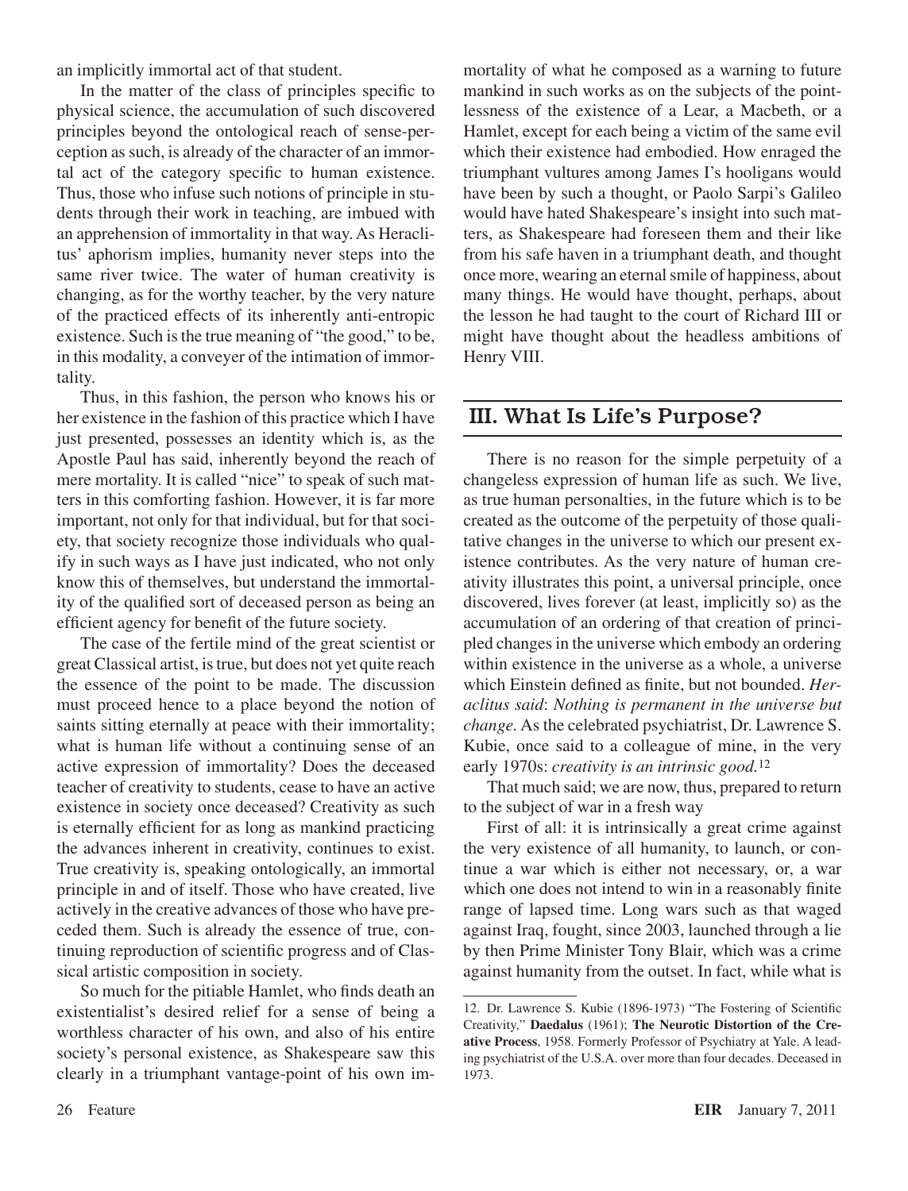an implicitly immortal act of that student.

In the matter of the class of principles specific to physical science, the accumulation of such discovered principles beyond the ontological reach of sense-perception as such, is already of the character of an immortal act of the category specific to human existence. Thus, those who infuse such notions of principle in students through their work in teaching, are imbued with an apprehension of immortality in that way. As Heraclitus' aphorism implies, humanity never steps into the same river twice. The water of human creativity is changing, as for the worthy teacher, by the very nature of the practiced effects of its inherently anti-entropic existence. Such is the true meaning of "the good," to be, in this modality, a conveyer of the intimation of immortality.

Thus, in this fashion, the person who knows his or her existence in the fashion of this practice which I have just presented, possesses an identity which is, as the Apostle Paul has said, inherently beyond the reach of mere mortality. It is called "nice" to speak of such matters in this comforting fashion. However, it is far more important, not only for that individual, but for that society, that society recognize those individuals who qualify in such ways as I have just indicated, who not only know this of themselves, but understand the immortality of the qualified sort of deceased person as being an efficient agency for benefit of the future society.

The case of the fertile mind of the great scientist or great Classical artist, is true, but does not yet quite reach the essence of the point to be made. The discussion must proceed hence to a place beyond the notion of saints sitting eternally at peace with their immortality; what is human life without a continuing sense of an active expression of immortality? Does the deceased teacher of creativity to students, cease to have an active existence in society once deceased? Creativity as such is eternally efficient for as long as mankind practicing the advances inherent in creativity, continues to exist. True creativity is, speaking ontologically, an immortal principle in and of itself. Those who have created, live actively in the creative advances of those who have preceded them. Such is already the essence of true, continuing reproduction of scientific progress and of Classical artistic composition in society.

So much for the pitiable Hamlet, who finds death an existentialist's desired relief for a sense of being a worthless character of his own, and also of his entire society's personal existence, as Shakespeare saw this clearly in a triumphant vantage-point of his own immortality of what he composed as a warning to future mankind in such works as on the subjects of the pointlessness of the existence of a Lear, a Macbeth, or a Hamlet, except for each being a victim of the same evil which their existence had embodied. How enraged the triumphant vultures among James I's hooligans would have been by such a thought, or Paolo Sarpi's Galileo would have hated Shakespeare's insight into such matters, as Shakespeare had foreseen them and their like from his safe haven in a triumphant death, and thought once more, wearing an eternal smile of happiness, about many things. He would have thought, perhaps, about the lesson he had taught to the court of Richard III or might have thought about the headless ambitions of Henry VIII.

## III. What Is Life's Purpose?

There is no reason for the simple perpetuity of a changeless expression of human life as such. We live, as true human personalties, in the future which is to be created as the outcome of the perpetuity of those qualitative changes in the universe to which our present existence contributes. As the very nature of human creativity illustrates this point, a universal principle, once discovered, lives forever (at least, implicitly so) as the accumulation of an ordering of that creation of principled changes in the universe which embody an ordering within existence in the universe as a whole, a universe which Einstein defined as finite, but not bounded. *Heraclitus said*: *Nothing is permanent in the universe but change.* As the celebrated psychiatrist, Dr. Lawrence S. Kubie, once said to a colleague of mine, in the very early 1970s: *creativity is an intrinsic good.*[12]

That much said; we are now, thus, prepared to return to the subject of war in a fresh way

First of all: it is intrinsically a great crime against the very existence of all humanity, to launch, or continue a war which is either not necessary, or, a war which one does not intend to win in a reasonably finite range of lapsed time. Long wars such as that waged against Iraq, fought, since 2003, launched through a lie by then Prime Minister Tony Blair, which was a crime against humanity from the outset. In fact, while what is

12. Dr. Lawrence S. Kubie (1896-1973) "The Fostering of Scientific Creativity," **Daedalus** (1961); **The Neurotic Distortion of the Creative Process**, 1958. Formerly Professor of Psychiatry at Yale. A leading psychiatrist of the U.S.A. over more than four decades. Deceased in 1973.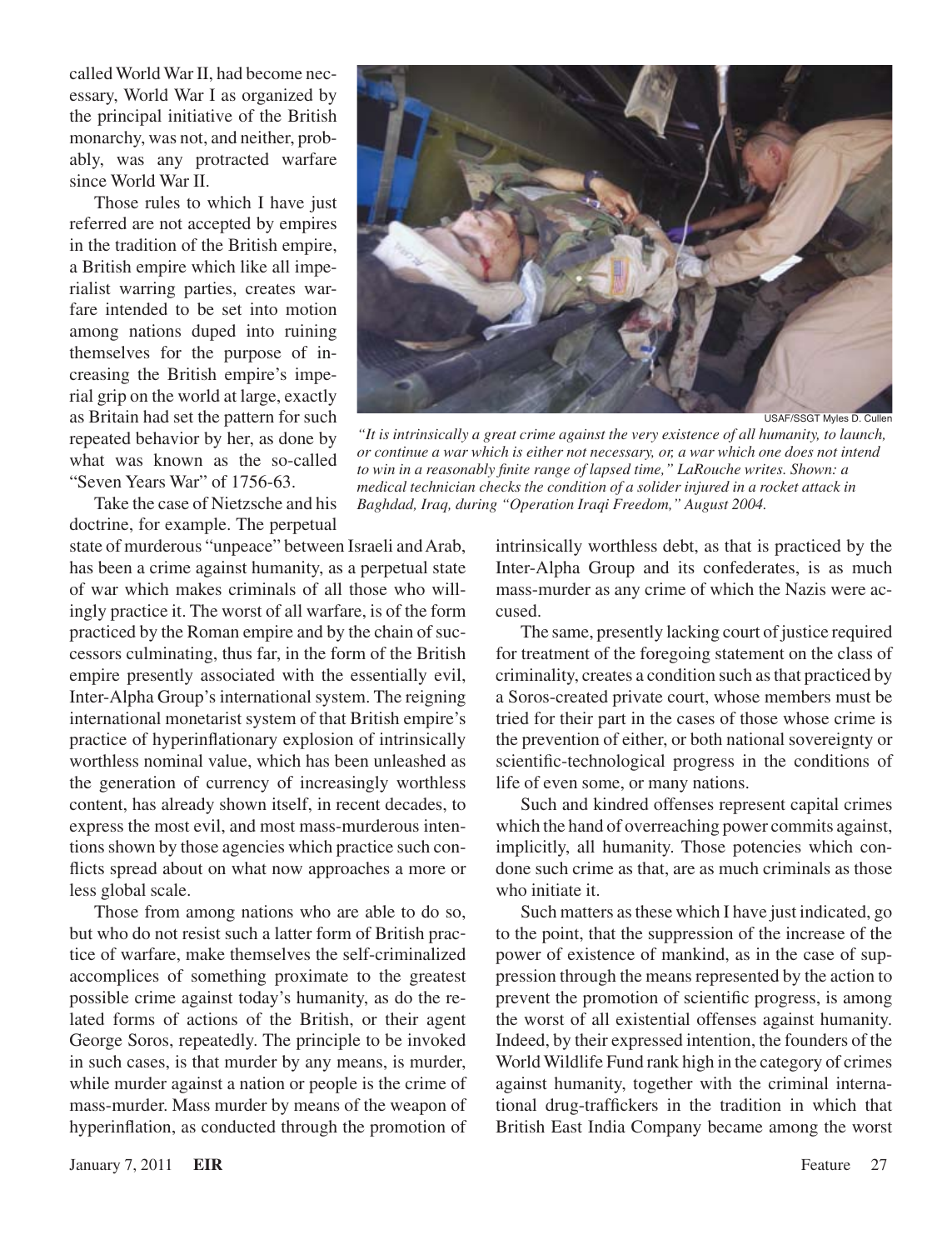called World War II, had become necessary, World War I as organized by the principal initiative of the British monarchy, was not, and neither, probably, was any protracted warfare since World War II.

Those rules to which I have just referred are not accepted by empires in the tradition of the British empire, a British empire which like all imperialist warring parties, creates warfare intended to be set into motion among nations duped into ruining themselves for the purpose of increasing the British empire's imperial grip on the world at large, exactly as Britain had set the pattern for such repeated behavior by her, as done by what was known as the so-called "Seven Years War" of 1756-63.

USAF/SSGT Myles D. Cullen

*"It is intrinsically a great crime against the very existence of all humanity, to launch, or continue a war which is either not necessary, or, a war which one does not intend to win in a reasonably finite range of lapsed time," LaRouche writes. Shown: a medical technician checks the condition of a solider injured in a rocket attack in Baghdad, Iraq, during "Operation Iraqi Freedom," August 2004.*

Take the case of Nietzsche and his doctrine, for example. The perpetual state of murderous "unpeace" between Israeli and Arab, has been a crime against humanity, as a perpetual state of war which makes criminals of all those who willingly practice it. The worst of all warfare, is of the form practiced by the Roman empire and by the chain of successors culminating, thus far, in the form of the British empire presently associated with the essentially evil, Inter-Alpha Group's international system. The reigning international monetarist system of that British empire's practice of hyperinflationary explosion of intrinsically worthless nominal value, which has been unleashed as the generation of currency of increasingly worthless content, has already shown itself, in recent decades, to express the most evil, and most mass-murderous intentions shown by those agencies which practice such conflicts spread about on what now approaches a more or less global scale.

Those from among nations who are able to do so, but who do not resist such a latter form of British practice of warfare, make themselves the self-criminalized accomplices of something proximate to the greatest possible crime against today's humanity, as do the related forms of actions of the British, or their agent George Soros, repeatedly. The principle to be invoked in such cases, is that murder by any means, is murder, while murder against a nation or people is the crime of mass-murder. Mass murder by means of the weapon of hyperinflation, as conducted through the promotion of intrinsically worthless debt, as that is practiced by the Inter-Alpha Group and its confederates, is as much mass-murder as any crime of which the Nazis were accused.

The same, presently lacking court of justice required for treatment of the foregoing statement on the class of criminality, creates a condition such as that practiced by a Soros-created private court, whose members must be tried for their part in the cases of those whose crime is the prevention of either, or both national sovereignty or scientific-technological progress in the conditions of life of even some, or many nations.

Such and kindred offenses represent capital crimes which the hand of overreaching power commits against, implicitly, all humanity. Those potencies which condone such crime as that, are as much criminals as those who initiate it.

Such matters as these which I have just indicated, go to the point, that the suppression of the increase of the power of existence of mankind, as in the case of suppression through the means represented by the action to prevent the promotion of scientific progress, is among the worst of all existential offenses against humanity. Indeed, by their expressed intention, the founders of the World Wildlife Fund rank high in the category of crimes against humanity, together with the criminal international drug-traffickers in the tradition in which that British East India Company became among the worst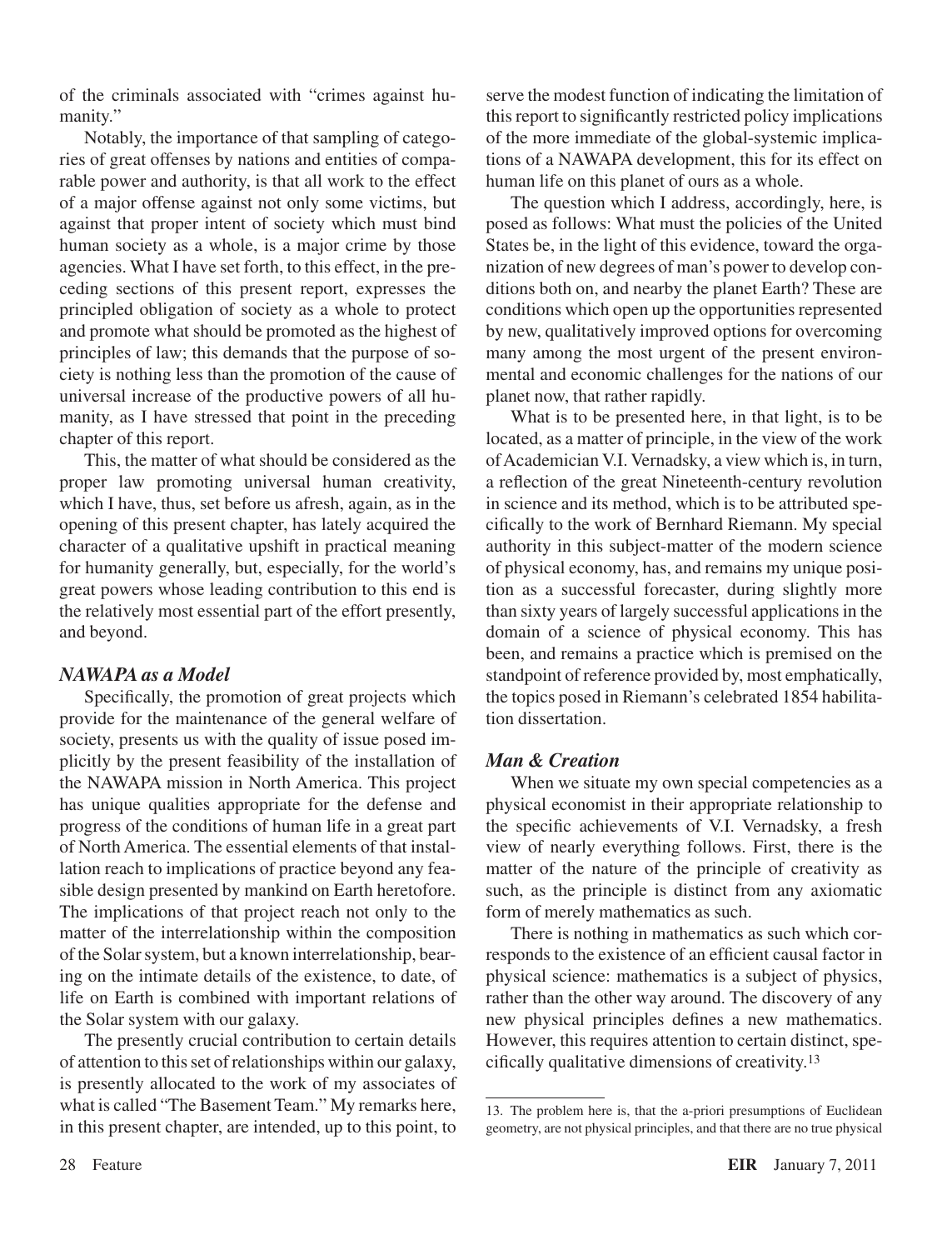of the criminals associated with "crimes against humanity."

Notably, the importance of that sampling of categories of great offenses by nations and entities of comparable power and authority, is that all work to the effect of a major offense against not only some victims, but against that proper intent of society which must bind human society as a whole, is a major crime by those agencies. What I have set forth, to this effect, in the preceding sections of this present report, expresses the principled obligation of society as a whole to protect and promote what should be promoted as the highest of principles of law; this demands that the purpose of society is nothing less than the promotion of the cause of universal increase of the productive powers of all humanity, as I have stressed that point in the preceding chapter of this report.

This, the matter of what should be considered as the proper law promoting universal human creativity, which I have, thus, set before us afresh, again, as in the opening of this present chapter, has lately acquired the character of a qualitative upshift in practical meaning for humanity generally, but, especially, for the world's great powers whose leading contribution to this end is the relatively most essential part of the effort presently, and beyond.

### *NAWAPA as a Model*

Specifically, the promotion of great projects which provide for the maintenance of the general welfare of society, presents us with the quality of issue posed implicitly by the present feasibility of the installation of the NAWAPA mission in North America. This project has unique qualities appropriate for the defense and progress of the conditions of human life in a great part of North America. The essential elements of that installation reach to implications of practice beyond any feasible design presented by mankind on Earth heretofore. The implications of that project reach not only to the matter of the interrelationship within the composition of the Solar system, but a known interrelationship, bearing on the intimate details of the existence, to date, of life on Earth is combined with important relations of the Solar system with our galaxy.

The presently crucial contribution to certain details of attention to this set of relationships within our galaxy, is presently allocated to the work of my associates of what is called "The Basement Team." My remarks here, in this present chapter, are intended, up to this point, to serve the modest function of indicating the limitation of this report to significantly restricted policy implications of the more immediate of the global-systemic implications of a NAWAPA development, this for its effect on human life on this planet of ours as a whole.

The question which I address, accordingly, here, is posed as follows: What must the policies of the United States be, in the light of this evidence, toward the organization of new degrees of man's power to develop conditions both on, and nearby the planet Earth? These are conditions which open up the opportunities represented by new, qualitatively improved options for overcoming many among the most urgent of the present environmental and economic challenges for the nations of our planet now, that rather rapidly.

What is to be presented here, in that light, is to be located, as a matter of principle, in the view of the work of Academician V.I. Vernadsky, a view which is, in turn, a reflection of the great Nineteenth-century revolution in science and its method, which is to be attributed specifically to the work of Bernhard Riemann. My special authority in this subject-matter of the modern science of physical economy, has, and remains my unique position as a successful forecaster, during slightly more than sixty years of largely successful applications in the domain of a science of physical economy. This has been, and remains a practice which is premised on the standpoint of reference provided by, most emphatically, the topics posed in Riemann's celebrated 1854 habilitation dissertation.

### *Man & Creation*

When we situate my own special competencies as a physical economist in their appropriate relationship to the specific achievements of V.I. Vernadsky, a fresh view of nearly everything follows. First, there is the matter of the nature of the principle of creativity as such, as the principle is distinct from any axiomatic form of merely mathematics as such.

There is nothing in mathematics as such which corresponds to the existence of an efficient causal factor in physical science: mathematics is a subject of physics, rather than the other way around. The discovery of any new physical principles defines a new mathematics. However, this requires attention to certain distinct, specifically qualitative dimensions of creativity.[13]

---

13. The problem here is, that the a-priori presumptions of Euclidean geometry, are not physical principles, and that there are no true physical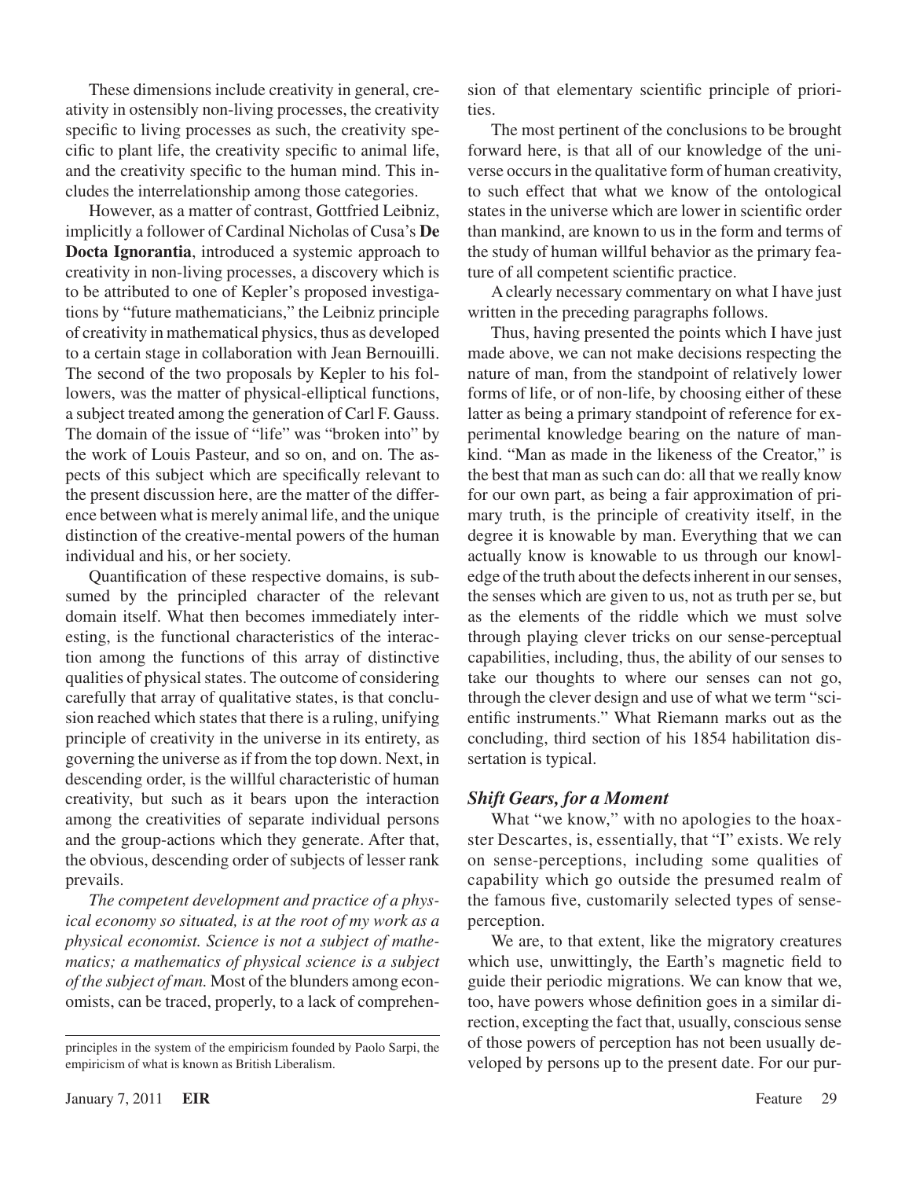These dimensions include creativity in general, creativity in ostensibly non-living processes, the creativity specific to living processes as such, the creativity specific to plant life, the creativity specific to animal life, and the creativity specific to the human mind. This includes the interrelationship among those categories.

However, as a matter of contrast, Gottfried Leibniz, implicitly a follower of Cardinal Nicholas of Cusa's **De Docta Ignorantia**, introduced a systemic approach to creativity in non-living processes, a discovery which is to be attributed to one of Kepler's proposed investigations by "future mathematicians," the Leibniz principle of creativity in mathematical physics, thus as developed to a certain stage in collaboration with Jean Bernouilli. The second of the two proposals by Kepler to his followers, was the matter of physical-elliptical functions, a subject treated among the generation of Carl F. Gauss. The domain of the issue of "life" was "broken into" by the work of Louis Pasteur, and so on, and on. The aspects of this subject which are specifically relevant to the present discussion here, are the matter of the difference between what is merely animal life, and the unique distinction of the creative-mental powers of the human individual and his, or her society.

Quantification of these respective domains, is subsumed by the principled character of the relevant domain itself. What then becomes immediately interesting, is the functional characteristics of the interaction among the functions of this array of distinctive qualities of physical states. The outcome of considering carefully that array of qualitative states, is that conclusion reached which states that there is a ruling, unifying principle of creativity in the universe in its entirety, as governing the universe as if from the top down. Next, in descending order, is the willful characteristic of human creativity, but such as it bears upon the interaction among the creativities of separate individual persons and the group-actions which they generate. After that, the obvious, descending order of subjects of lesser rank prevails.

*The competent development and practice of a physical economy so situated, is at the root of my work as a physical economist. Science is not a subject of mathematics; a mathematics of physical science is a subject of the subject of man.* Most of the blunders among economists, can be traced, properly, to a lack of comprehension of that elementary scientific principle of priorities.

The most pertinent of the conclusions to be brought forward here, is that all of our knowledge of the universe occurs in the qualitative form of human creativity, to such effect that what we know of the ontological states in the universe which are lower in scientific order than mankind, are known to us in the form and terms of the study of human willful behavior as the primary feature of all competent scientific practice.

A clearly necessary commentary on what I have just written in the preceding paragraphs follows.

Thus, having presented the points which I have just made above, we can not make decisions respecting the nature of man, from the standpoint of relatively lower forms of life, or of non-life, by choosing either of these latter as being a primary standpoint of reference for experimental knowledge bearing on the nature of mankind. "Man as made in the likeness of the Creator," is the best that man as such can do: all that we really know for our own part, as being a fair approximation of primary truth, is the principle of creativity itself, in the degree it is knowable by man. Everything that we can actually know is knowable to us through our knowledge of the truth about the defects inherent in our senses, the senses which are given to us, not as truth per se, but as the elements of the riddle which we must solve through playing clever tricks on our sense-perceptual capabilities, including, thus, the ability of our senses to take our thoughts to where our senses can not go, through the clever design and use of what we term "scientific instruments." What Riemann marks out as the concluding, third section of his 1854 habilitation dissertation is typical.

### *Shift Gears, for a Moment*

What "we know," with no apologies to the hoaxster Descartes, is, essentially, that "I" exists. We rely on sense-perceptions, including some qualities of capability which go outside the presumed realm of the famous five, customarily selected types of sense-perception.

We are, to that extent, like the migratory creatures which use, unwittingly, the Earth's magnetic field to guide their periodic migrations. We can know that we, too, have powers whose definition goes in a similar direction, excepting the fact that, usually, conscious sense of those powers of perception has not been usually developed by persons up to the present date. For our pur-

---

principles in the system of the empiricism founded by Paolo Sarpi, the empiricism of what is known as British Liberalism.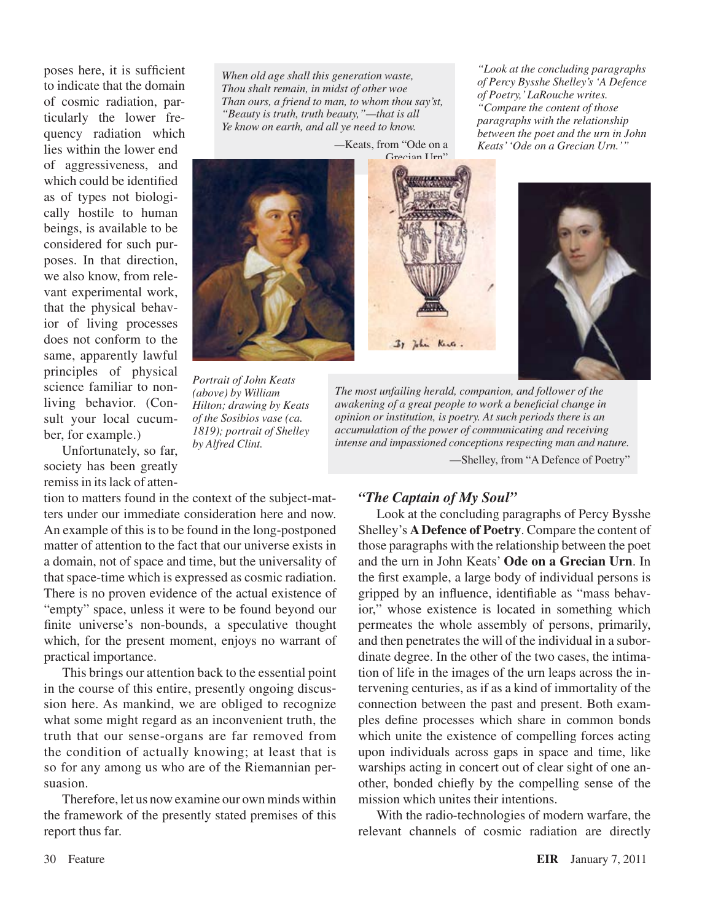poses here, it is sufficient to indicate that the domain of cosmic radiation, particularly the lower frequency radiation which lies within the lower end of aggressiveness, and which could be identified as of types not biologically hostile to human beings, is available to be considered for such purposes. In that direction, we also know, from relevant experimental work, that the physical behavior of living processes does not conform to the same, apparently lawful principles of physical science familiar to non-living behavior. (Consult your local cucumber, for example.)

Unfortunately, so far, society has been greatly remiss in its lack of attention to matters found in the context of the subject-matters under our immediate consideration here and now. An example of this is to be found in the long-postponed matter of attention to the fact that our universe exists in a domain, not of space and time, but the universality of that space-time which is expressed as cosmic radiation. There is no proven evidence of the actual existence of "empty" space, unless it were to be found beyond our finite universe's non-bounds, a speculative thought which, for the present moment, enjoys no warrant of practical importance.

This brings our attention back to the essential point in the course of this entire, presently ongoing discussion here. As mankind, we are obliged to recognize what some might regard as an inconvenient truth, the truth that our sense-organs are far removed from the condition of actually knowing; at least that is so for any among us who are of the Riemannian persuasion.

Therefore, let us now examine our own minds within the framework of the presently stated premises of this report thus far.

> *When old age shall this generation waste,*
> *Thou shalt remain, in midst of other woe*
> *Than ours, a friend to man, to whom thou say'st,*
> *"Beauty is truth, truth beauty,"—that is all*
> *Ye know on earth, and all ye need to know.*
>
> —Keats, from "Ode on a Grecian Urn"

*"Look at the concluding paragraphs of Percy Bysshe Shelley's 'A Defence of Poetry,' LaRouche writes. "Compare the content of those paragraphs with the relationship between the poet and the urn in John Keats' 'Ode on a Grecian Urn.'"*

*Portrait of John Keats (above) by William Hilton; drawing by Keats of the Sosibios vase (ca. 1819); portrait of Shelley by Alfred Clint.*

> *The most unfailing herald, companion, and follower of the awakening of a great people to work a beneficial change in opinion or institution, is poetry. At such periods there is an accumulation of the power of communicating and receiving intense and impassioned conceptions respecting man and nature.*
>
> —Shelley, from "A Defence of Poetry"

## *"The Captain of My Soul"*

Look at the concluding paragraphs of Percy Bysshe Shelley's **A Defence of Poetry**. Compare the content of those paragraphs with the relationship between the poet and the urn in John Keats' **Ode on a Grecian Urn**. In the first example, a large body of individual persons is gripped by an influence, identifiable as "mass behavior," whose existence is located in something which permeates the whole assembly of persons, primarily, and then penetrates the will of the individual in a subordinate degree. In the other of the two cases, the intimation of life in the images of the urn leaps across the intervening centuries, as if as a kind of immortality of the connection between the past and present. Both examples define processes which share in common bonds which unite the existence of compelling forces acting upon individuals across gaps in space and time, like warships acting in concert out of clear sight of one another, bonded chiefly by the compelling sense of the mission which unites their intentions.

With the radio-technologies of modern warfare, the relevant channels of cosmic radiation are directly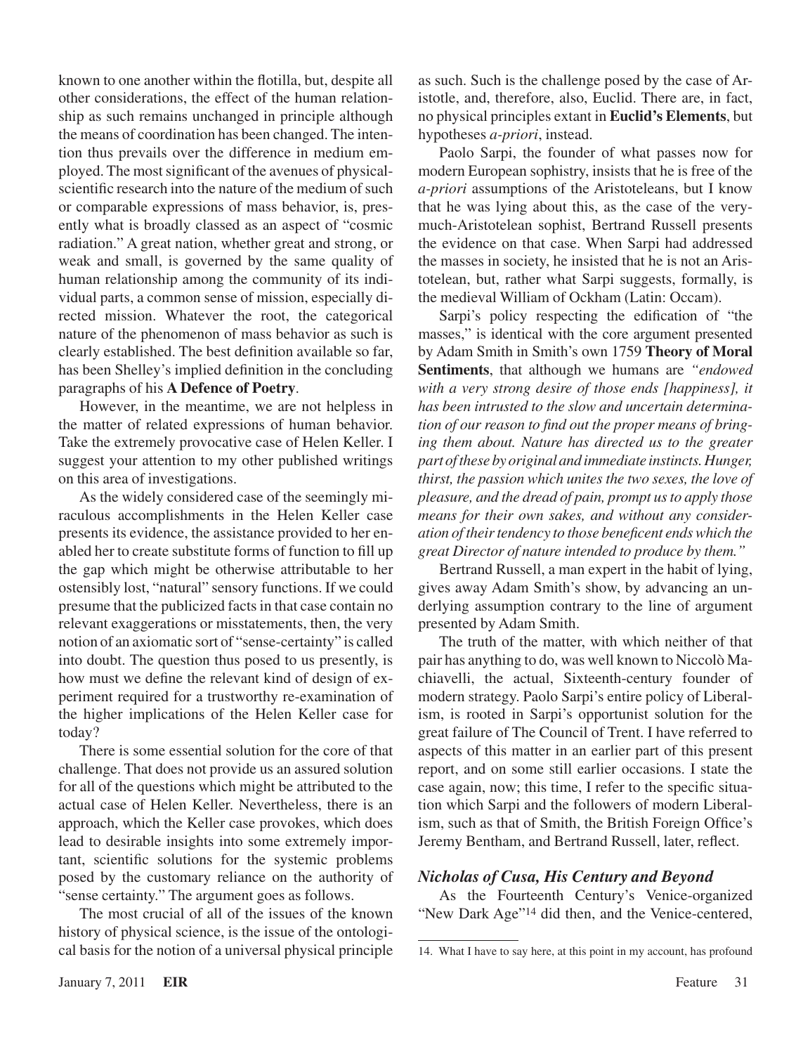known to one another within the flotilla, but, despite all other considerations, the effect of the human relationship as such remains unchanged in principle although the means of coordination has been changed. The intention thus prevails over the difference in medium employed. The most significant of the avenues of physical-scientific research into the nature of the medium of such or comparable expressions of mass behavior, is, presently what is broadly classed as an aspect of "cosmic radiation." A great nation, whether great and strong, or weak and small, is governed by the same quality of human relationship among the community of its individual parts, a common sense of mission, especially directed mission. Whatever the root, the categorical nature of the phenomenon of mass behavior as such is clearly established. The best definition available so far, has been Shelley's implied definition in the concluding paragraphs of his **A Defence of Poetry**.

However, in the meantime, we are not helpless in the matter of related expressions of human behavior. Take the extremely provocative case of Helen Keller. I suggest your attention to my other published writings on this area of investigations.

As the widely considered case of the seemingly miraculous accomplishments in the Helen Keller case presents its evidence, the assistance provided to her enabled her to create substitute forms of function to fill up the gap which might be otherwise attributable to her ostensibly lost, "natural" sensory functions. If we could presume that the publicized facts in that case contain no relevant exaggerations or misstatements, then, the very notion of an axiomatic sort of "sense-certainty" is called into doubt. The question thus posed to us presently, is how must we define the relevant kind of design of experiment required for a trustworthy re-examination of the higher implications of the Helen Keller case for today?

There is some essential solution for the core of that challenge. That does not provide us an assured solution for all of the questions which might be attributed to the actual case of Helen Keller. Nevertheless, there is an approach, which the Keller case provokes, which does lead to desirable insights into some extremely important, scientific solutions for the systemic problems posed by the customary reliance on the authority of "sense certainty." The argument goes as follows.

The most crucial of all of the issues of the known history of physical science, is the issue of the ontological basis for the notion of a universal physical principle as such. Such is the challenge posed by the case of Aristotle, and, therefore, also, Euclid. There are, in fact, no physical principles extant in **Euclid's Elements**, but hypotheses *a-priori*, instead.

Paolo Sarpi, the founder of what passes now for modern European sophistry, insists that he is free of the *a-priori* assumptions of the Aristoteleans, but I know that he was lying about this, as the case of the very-much-Aristotelean sophist, Bertrand Russell presents the evidence on that case. When Sarpi had addressed the masses in society, he insisted that he is not an Aristotelean, but, rather what Sarpi suggests, formally, is the medieval William of Ockham (Latin: Occam).

Sarpi's policy respecting the edification of "the masses," is identical with the core argument presented by Adam Smith in Smith's own 1759 **Theory of Moral Sentiments**, that although we humans are *"endowed with a very strong desire of those ends [happiness], it has been intrusted to the slow and uncertain determination of our reason to find out the proper means of bringing them about. Nature has directed us to the greater part of these by original and immediate instincts. Hunger, thirst, the passion which unites the two sexes, the love of pleasure, and the dread of pain, prompt us to apply those means for their own sakes, and without any consideration of their tendency to those beneficent ends which the great Director of nature intended to produce by them."*

Bertrand Russell, a man expert in the habit of lying, gives away Adam Smith's show, by advancing an underlying assumption contrary to the line of argument presented by Adam Smith.

The truth of the matter, with which neither of that pair has anything to do, was well known to Niccolò Machiavelli, the actual, Sixteenth-century founder of modern strategy. Paolo Sarpi's entire policy of Liberalism, is rooted in Sarpi's opportunist solution for the great failure of The Council of Trent. I have referred to aspects of this matter in an earlier part of this present report, and on some still earlier occasions. I state the case again, now; this time, I refer to the specific situation which Sarpi and the followers of modern Liberalism, such as that of Smith, the British Foreign Office's Jeremy Bentham, and Bertrand Russell, later, reflect.

### *Nicholas of Cusa, His Century and Beyond*

As the Fourteenth Century's Venice-organized "New Dark Age"[14] did then, and the Venice-centered,

14. What I have to say here, at this point in my account, has profound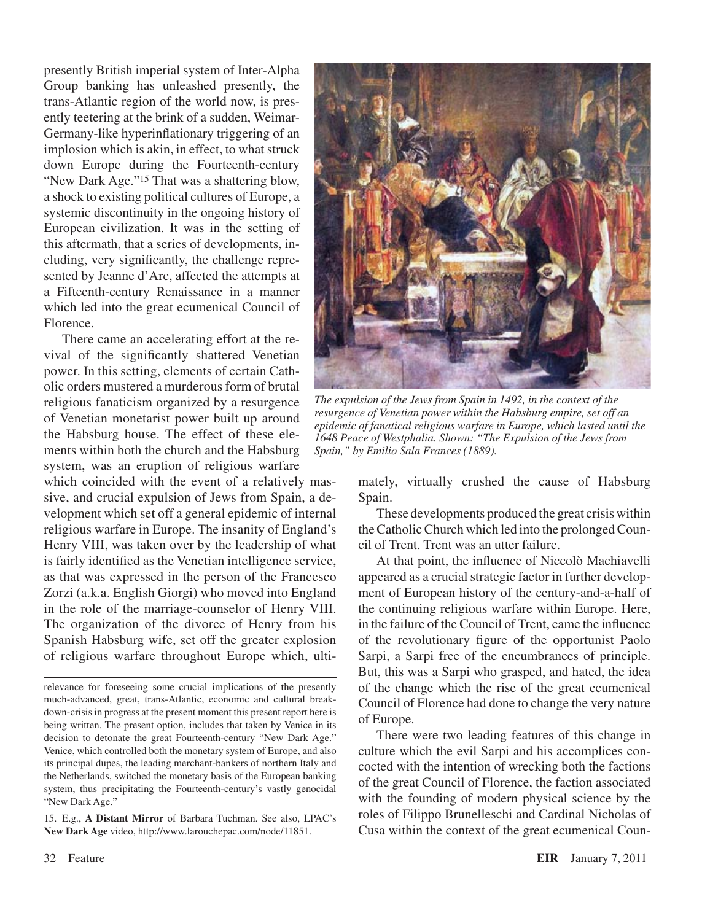presently British imperial system of Inter-Alpha Group banking has unleashed presently, the trans-Atlantic region of the world now, is presently teetering at the brink of a sudden, Weimar-Germany-like hyperinflationary triggering of an implosion which is akin, in effect, to what struck down Europe during the Fourteenth-century "New Dark Age."[15] That was a shattering blow, a shock to existing political cultures of Europe, a systemic discontinuity in the ongoing history of European civilization. It was in the setting of this aftermath, that a series of developments, including, very significantly, the challenge represented by Jeanne d'Arc, affected the attempts at a Fifteenth-century Renaissance in a manner which led into the great ecumenical Council of Florence.

There came an accelerating effort at the revival of the significantly shattered Venetian power. In this setting, elements of certain Catholic orders mustered a murderous form of brutal religious fanaticism organized by a resurgence of Venetian monetarist power built up around the Habsburg house. The effect of these elements within both the church and the Habsburg system, was an eruption of religious warfare which coincided with the event of a relatively massive, and crucial expulsion of Jews from Spain, a development which set off a general epidemic of internal religious warfare in Europe. The insanity of England's Henry VIII, was taken over by the leadership of what is fairly identified as the Venetian intelligence service, as that was expressed in the person of the Francesco Zorzi (a.k.a. English Giorgi) who moved into England in the role of the marriage-counselor of Henry VIII. The organization of the divorce of Henry from his Spanish Habsburg wife, set off the greater explosion of religious warfare throughout Europe which, ultimately, virtually crushed the cause of Habsburg Spain.

*The expulsion of the Jews from Spain in 1492, in the context of the resurgence of Venetian power within the Habsburg empire, set off an epidemic of fanatical religious warfare in Europe, which lasted until the 1648 Peace of Westphalia. Shown: "The Expulsion of the Jews from Spain," by Emilio Sala Frances (1889).*

These developments produced the great crisis within the Catholic Church which led into the prolonged Council of Trent. Trent was an utter failure.

At that point, the influence of Niccolò Machiavelli appeared as a crucial strategic factor in further development of European history of the century-and-a-half of the continuing religious warfare within Europe. Here, in the failure of the Council of Trent, came the influence of the revolutionary figure of the opportunist Paolo Sarpi, a Sarpi free of the encumbrances of principle. But, this was a Sarpi who grasped, and hated, the idea of the change which the rise of the great ecumenical Council of Florence had done to change the very nature of Europe.

There were two leading features of this change in culture which the evil Sarpi and his accomplices concocted with the intention of wrecking both the factions of the great Council of Florence, the faction associated with the founding of modern physical science by the roles of Filippo Brunelleschi and Cardinal Nicholas of Cusa within the context of the great ecumenical Coun-

---

relevance for foreseeing some crucial implications of the presently much-advanced, great, trans-Atlantic, economic and cultural breakdown-crisis in progress at the present moment this present report here is being written. The present option, includes that taken by Venice in its decision to detonate the great Fourteenth-century "New Dark Age." Venice, which controlled both the monetary system of Europe, and also its principal dupes, the leading merchant-bankers of northern Italy and the Netherlands, switched the monetary basis of the European banking system, thus precipitating the Fourteenth-century's vastly genocidal "New Dark Age."

15. E.g., **A Distant Mirror** of Barbara Tuchman. See also, LPAC's **New Dark Age** video, http://www.larouchepac.com/node/11851.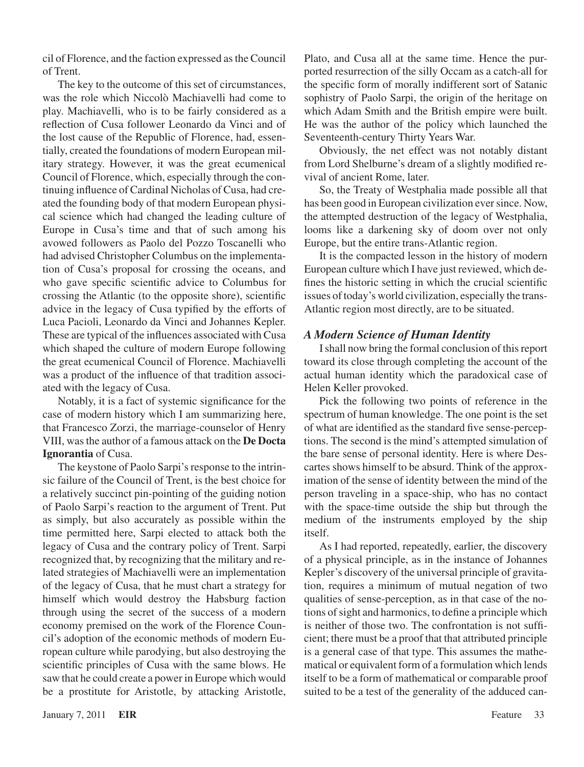cil of Florence, and the faction expressed as the Council of Trent.

The key to the outcome of this set of circumstances, was the role which Niccolò Machiavelli had come to play. Machiavelli, who is to be fairly considered as a reflection of Cusa follower Leonardo da Vinci and of the lost cause of the Republic of Florence, had, essentially, created the foundations of modern European military strategy. However, it was the great ecumenical Council of Florence, which, especially through the continuing influence of Cardinal Nicholas of Cusa, had created the founding body of that modern European physical science which had changed the leading culture of Europe in Cusa's time and that of such among his avowed followers as Paolo del Pozzo Toscanelli who had advised Christopher Columbus on the implementation of Cusa's proposal for crossing the oceans, and who gave specific scientific advice to Columbus for crossing the Atlantic (to the opposite shore), scientific advice in the legacy of Cusa typified by the efforts of Luca Pacioli, Leonardo da Vinci and Johannes Kepler. These are typical of the influences associated with Cusa which shaped the culture of modern Europe following the great ecumenical Council of Florence. Machiavelli was a product of the influence of that tradition associated with the legacy of Cusa.

Notably, it is a fact of systemic significance for the case of modern history which I am summarizing here, that Francesco Zorzi, the marriage-counselor of Henry VIII, was the author of a famous attack on the **De Docta Ignorantia** of Cusa.

The keystone of Paolo Sarpi's response to the intrinsic failure of the Council of Trent, is the best choice for a relatively succinct pin-pointing of the guiding notion of Paolo Sarpi's reaction to the argument of Trent. Put as simply, but also accurately as possible within the time permitted here, Sarpi elected to attack both the legacy of Cusa and the contrary policy of Trent. Sarpi recognized that, by recognizing that the military and related strategies of Machiavelli were an implementation of the legacy of Cusa, that he must chart a strategy for himself which would destroy the Habsburg faction through using the secret of the success of a modern economy premised on the work of the Florence Council's adoption of the economic methods of modern European culture while parodying, but also destroying the scientific principles of Cusa with the same blows. He saw that he could create a power in Europe which would be a prostitute for Aristotle, by attacking Aristotle, Plato, and Cusa all at the same time. Hence the purported resurrection of the silly Occam as a catch-all for the specific form of morally indifferent sort of Satanic sophistry of Paolo Sarpi, the origin of the heritage on which Adam Smith and the British empire were built. He was the author of the policy which launched the Seventeenth-century Thirty Years War.

Obviously, the net effect was not notably distant from Lord Shelburne's dream of a slightly modified revival of ancient Rome, later.

So, the Treaty of Westphalia made possible all that has been good in European civilization ever since. Now, the attempted destruction of the legacy of Westphalia, looms like a darkening sky of doom over not only Europe, but the entire trans-Atlantic region.

It is the compacted lesson in the history of modern European culture which I have just reviewed, which defines the historic setting in which the crucial scientific issues of today's world civilization, especially the trans-Atlantic region most directly, are to be situated.

### *A Modern Science of Human Identity*

I shall now bring the formal conclusion of this report toward its close through completing the account of the actual human identity which the paradoxical case of Helen Keller provoked.

Pick the following two points of reference in the spectrum of human knowledge. The one point is the set of what are identified as the standard five sense-perceptions. The second is the mind's attempted simulation of the bare sense of personal identity. Here is where Descartes shows himself to be absurd. Think of the approximation of the sense of identity between the mind of the person traveling in a space-ship, who has no contact with the space-time outside the ship but through the medium of the instruments employed by the ship itself.

As I had reported, repeatedly, earlier, the discovery of a physical principle, as in the instance of Johannes Kepler's discovery of the universal principle of gravitation, requires a minimum of mutual negation of two qualities of sense-perception, as in that case of the notions of sight and harmonics, to define a principle which is neither of those two. The confrontation is not sufficient; there must be a proof that that attributed principle is a general case of that type. This assumes the mathematical or equivalent form of a formulation which lends itself to be a form of mathematical or comparable proof suited to be a test of the generality of the adduced can-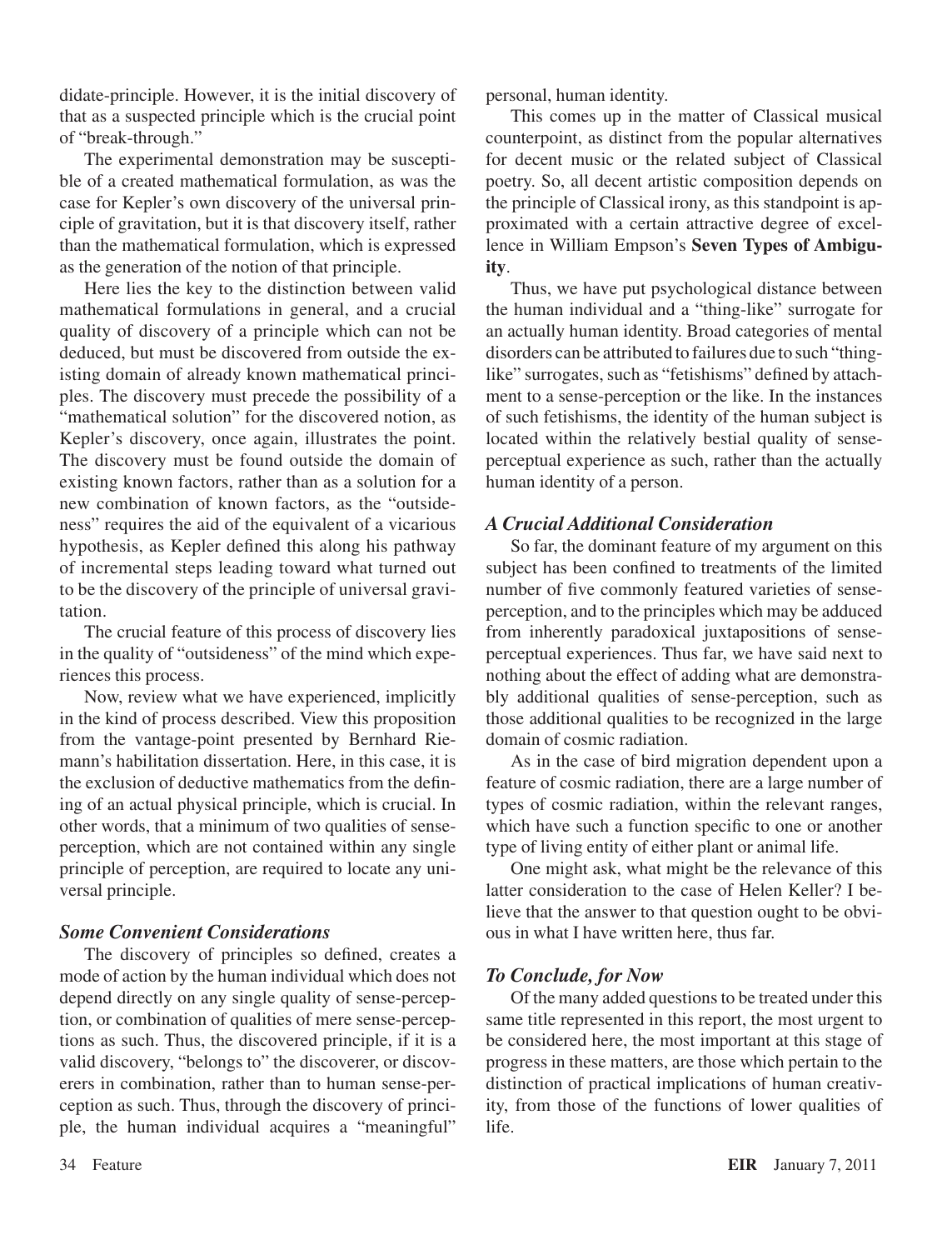didate-principle. However, it is the initial discovery of that as a suspected principle which is the crucial point of "break-through."

The experimental demonstration may be susceptible of a created mathematical formulation, as was the case for Kepler's own discovery of the universal principle of gravitation, but it is that discovery itself, rather than the mathematical formulation, which is expressed as the generation of the notion of that principle.

Here lies the key to the distinction between valid mathematical formulations in general, and a crucial quality of discovery of a principle which can not be deduced, but must be discovered from outside the existing domain of already known mathematical principles. The discovery must precede the possibility of a "mathematical solution" for the discovered notion, as Kepler's discovery, once again, illustrates the point. The discovery must be found outside the domain of existing known factors, rather than as a solution for a new combination of known factors, as the "outsideness" requires the aid of the equivalent of a vicarious hypothesis, as Kepler defined this along his pathway of incremental steps leading toward what turned out to be the discovery of the principle of universal gravitation.

The crucial feature of this process of discovery lies in the quality of "outsideness" of the mind which experiences this process.

Now, review what we have experienced, implicitly in the kind of process described. View this proposition from the vantage-point presented by Bernhard Riemann's habilitation dissertation. Here, in this case, it is the exclusion of deductive mathematics from the defining of an actual physical principle, which is crucial. In other words, that a minimum of two qualities of sense-perception, which are not contained within any single principle of perception, are required to locate any universal principle.

### *Some Convenient Considerations*

The discovery of principles so defined, creates a mode of action by the human individual which does not depend directly on any single quality of sense-perception, or combination of qualities of mere sense-perceptions as such. Thus, the discovered principle, if it is a valid discovery, "belongs to" the discoverer, or discoverers in combination, rather than to human sense-perception as such. Thus, through the discovery of principle, the human individual acquires a "meaningful" personal, human identity.

This comes up in the matter of Classical musical counterpoint, as distinct from the popular alternatives for decent music or the related subject of Classical poetry. So, all decent artistic composition depends on the principle of Classical irony, as this standpoint is approximated with a certain attractive degree of excellence in William Empson's **Seven Types of Ambiguity**.

Thus, we have put psychological distance between the human individual and a "thing-like" surrogate for an actually human identity. Broad categories of mental disorders can be attributed to failures due to such "thing-like" surrogates, such as "fetishisms" defined by attachment to a sense-perception or the like. In the instances of such fetishisms, the identity of the human subject is located within the relatively bestial quality of sense-perceptual experience as such, rather than the actually human identity of a person.

### *A Crucial Additional Consideration*

So far, the dominant feature of my argument on this subject has been confined to treatments of the limited number of five commonly featured varieties of sense-perception, and to the principles which may be adduced from inherently paradoxical juxtapositions of sense-perceptual experiences. Thus far, we have said next to nothing about the effect of adding what are demonstrably additional qualities of sense-perception, such as those additional qualities to be recognized in the large domain of cosmic radiation.

As in the case of bird migration dependent upon a feature of cosmic radiation, there are a large number of types of cosmic radiation, within the relevant ranges, which have such a function specific to one or another type of living entity of either plant or animal life.

One might ask, what might be the relevance of this latter consideration to the case of Helen Keller? I believe that the answer to that question ought to be obvious in what I have written here, thus far.

### *To Conclude, for Now*

Of the many added questions to be treated under this same title represented in this report, the most urgent to be considered here, the most important at this stage of progress in these matters, are those which pertain to the distinction of practical implications of human creativity, from those of the functions of lower qualities of life.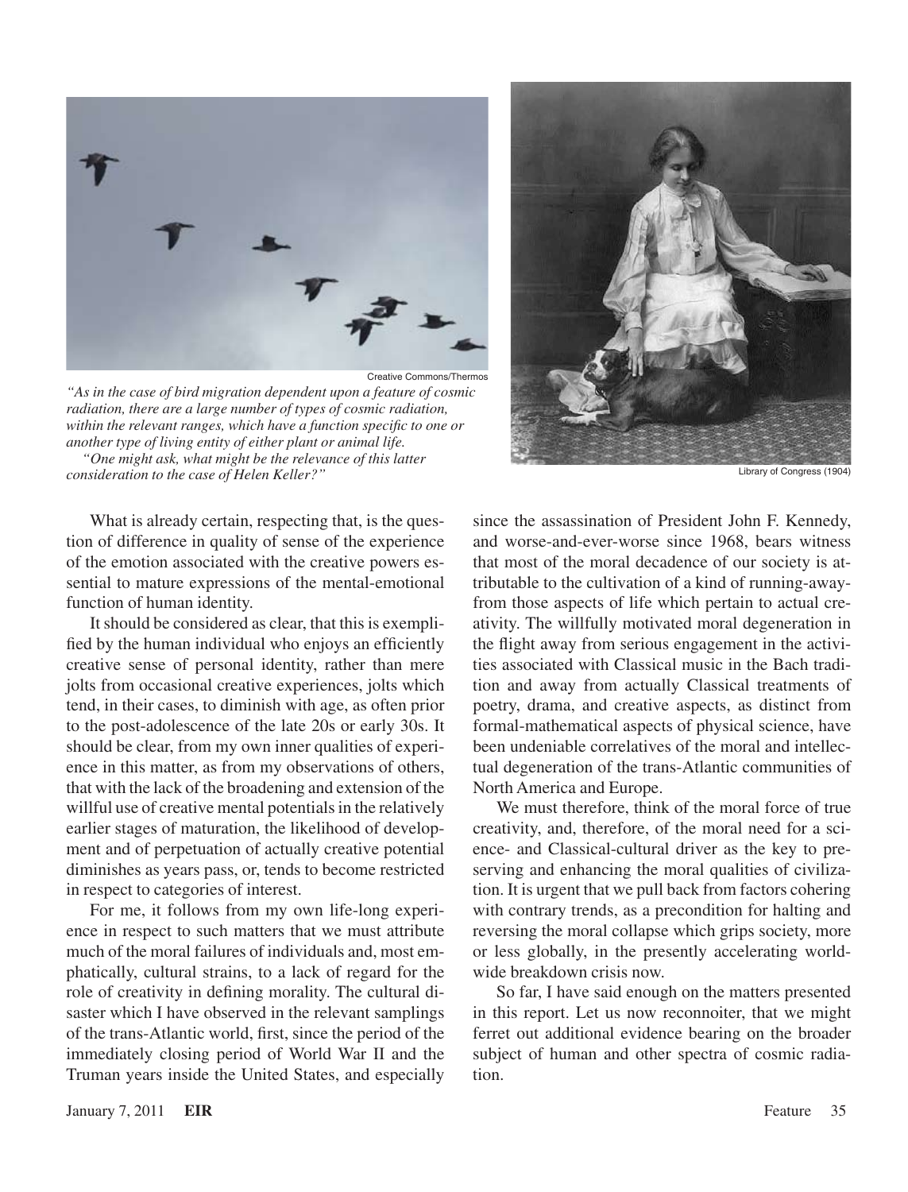Creative Commons/Thermos

*"As in the case of bird migration dependent upon a feature of cosmic radiation, there are a large number of types of cosmic radiation, within the relevant ranges, which have a function specific to one or another type of living entity of either plant or animal life.*

*"One might ask, what might be the relevance of this latter consideration to the case of Helen Keller?"*

Library of Congress (1904)

What is already certain, respecting that, is the question of difference in quality of sense of the experience of the emotion associated with the creative powers essential to mature expressions of the mental-emotional function of human identity.

It should be considered as clear, that this is exemplified by the human individual who enjoys an efficiently creative sense of personal identity, rather than mere jolts from occasional creative experiences, jolts which tend, in their cases, to diminish with age, as often prior to the post-adolescence of the late 20s or early 30s. It should be clear, from my own inner qualities of experience in this matter, as from my observations of others, that with the lack of the broadening and extension of the willful use of creative mental potentials in the relatively earlier stages of maturation, the likelihood of development and of perpetuation of actually creative potential diminishes as years pass, or, tends to become restricted in respect to categories of interest.

For me, it follows from my own life-long experience in respect to such matters that we must attribute much of the moral failures of individuals and, most emphatically, cultural strains, to a lack of regard for the role of creativity in defining morality. The cultural disaster which I have observed in the relevant samplings of the trans-Atlantic world, first, since the period of the immediately closing period of World War II and the Truman years inside the United States, and especially since the assassination of President John F. Kennedy, and worse-and-ever-worse since 1968, bears witness that most of the moral decadence of our society is attributable to the cultivation of a kind of running-away-from those aspects of life which pertain to actual creativity. The willfully motivated moral degeneration in the flight away from serious engagement in the activities associated with Classical music in the Bach tradition and away from actually Classical treatments of poetry, drama, and creative aspects, as distinct from formal-mathematical aspects of physical science, have been undeniable correlatives of the moral and intellectual degeneration of the trans-Atlantic communities of North America and Europe.

We must therefore, think of the moral force of true creativity, and, therefore, of the moral need for a science- and Classical-cultural driver as the key to preserving and enhancing the moral qualities of civilization. It is urgent that we pull back from factors cohering with contrary trends, as a precondition for halting and reversing the moral collapse which grips society, more or less globally, in the presently accelerating world-wide breakdown crisis now.

So far, I have said enough on the matters presented in this report. Let us now reconnoiter, that we might ferret out additional evidence bearing on the broader subject of human and other spectra of cosmic radiation.